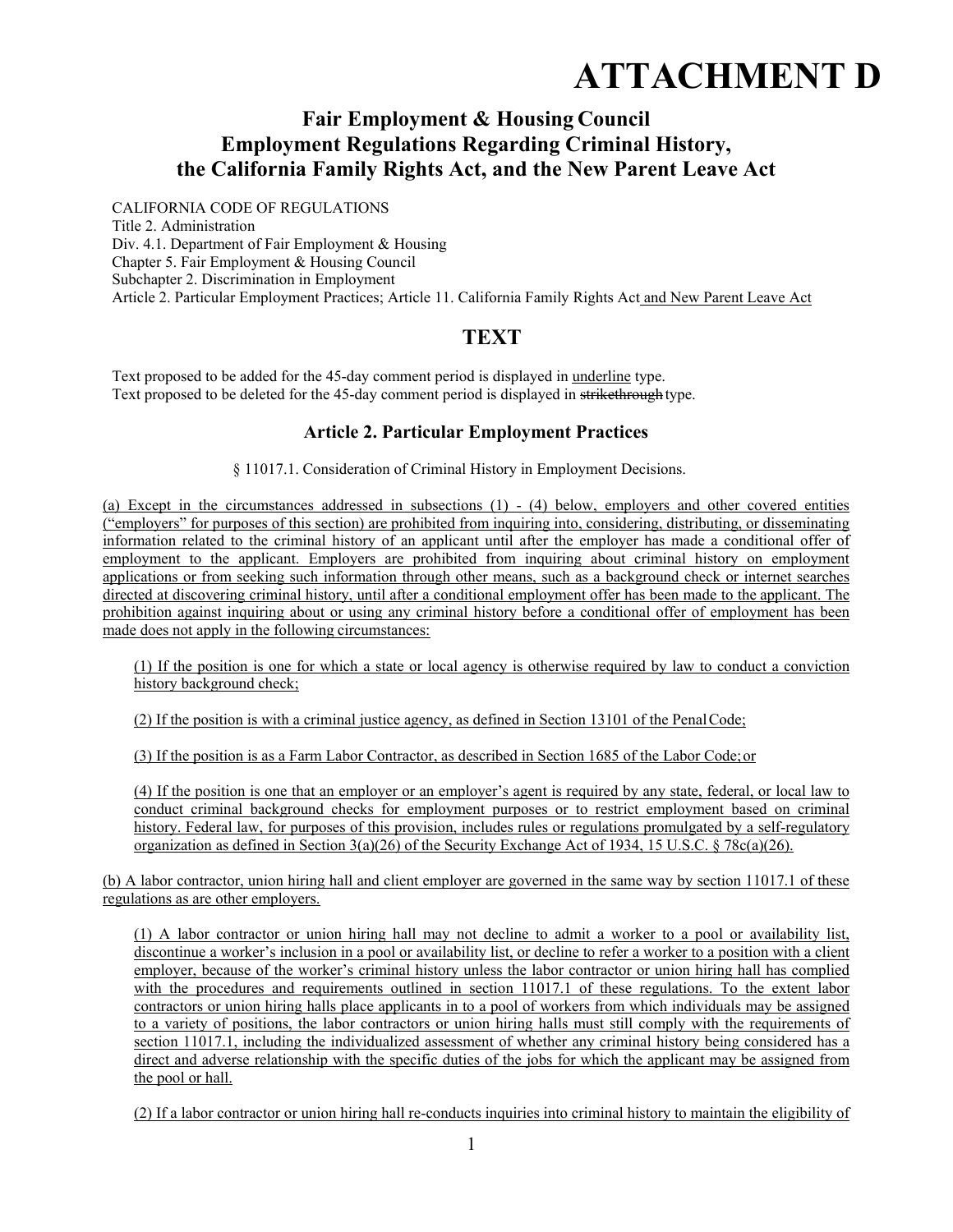# ATTACHMENT D

## Fair Employment & Housing Council
## Employment Regulations Regarding Criminal History, the California Family Rights Act, and the New Parent Leave Act

CALIFORNIA CODE OF REGULATIONS
Title 2. Administration
Div. 4.1. Department of Fair Employment & Housing
Chapter 5. Fair Employment & Housing Council
Subchapter 2. Discrimination in Employment
Article 2. Particular Employment Practices; Article 11. California Family Rights Act <u>and New Parent Leave Act</u>

## TEXT

Text proposed to be added for the 45-day comment period is displayed in <u>underline</u> type.
Text proposed to be deleted for the 45-day comment period is displayed in ~~strikethrough~~ type.

### Article 2. Particular Employment Practices

§ 11017.1. Consideration of Criminal History in Employment Decisions.

<u>(a) Except in the circumstances addressed in subsections (1) - (4) below, employers and other covered entities ("employers" for purposes of this section) are prohibited from inquiring into, considering, distributing, or disseminating information related to the criminal history of an applicant until after the employer has made a conditional offer of employment to the applicant. Employers are prohibited from inquiring about criminal history on employment applications or from seeking such information through other means, such as a background check or internet searches directed at discovering criminal history, until after a conditional employment offer has been made to the applicant. The prohibition against inquiring about or using any criminal history before a conditional offer of employment has been made does not apply in the following circumstances:</u>

<u>(1) If the position is one for which a state or local agency is otherwise required by law to conduct a conviction history background check;</u>

<u>(2) If the position is with a criminal justice agency, as defined in Section 13101 of the Penal Code;</u>

<u>(3) If the position is as a Farm Labor Contractor, as described in Section 1685 of the Labor Code; or</u>

<u>(4) If the position is one that an employer or an employer's agent is required by any state, federal, or local law to conduct criminal background checks for employment purposes or to restrict employment based on criminal history. Federal law, for purposes of this provision, includes rules or regulations promulgated by a self-regulatory organization as defined in Section 3(a)(26) of the Security Exchange Act of 1934, 15 U.S.C. § 78c(a)(26).</u>

<u>(b) A labor contractor, union hiring hall and client employer are governed in the same way by section 11017.1 of these regulations as are other employers.</u>

<u>(1) A labor contractor or union hiring hall may not decline to admit a worker to a pool or availability list, discontinue a worker's inclusion in a pool or availability list, or decline to refer a worker to a position with a client employer, because of the worker's criminal history unless the labor contractor or union hiring hall has complied with the procedures and requirements outlined in section 11017.1 of these regulations. To the extent labor contractors or union hiring halls place applicants in to a pool of workers from which individuals may be assigned to a variety of positions, the labor contractors or union hiring halls must still comply with the requirements of section 11017.1, including the individualized assessment of whether any criminal history being considered has a direct and adverse relationship with the specific duties of the jobs for which the applicant may be assigned from the pool or hall.</u>

<u>(2) If a labor contractor or union hiring hall re-conducts inquiries into criminal history to maintain the eligibility of</u>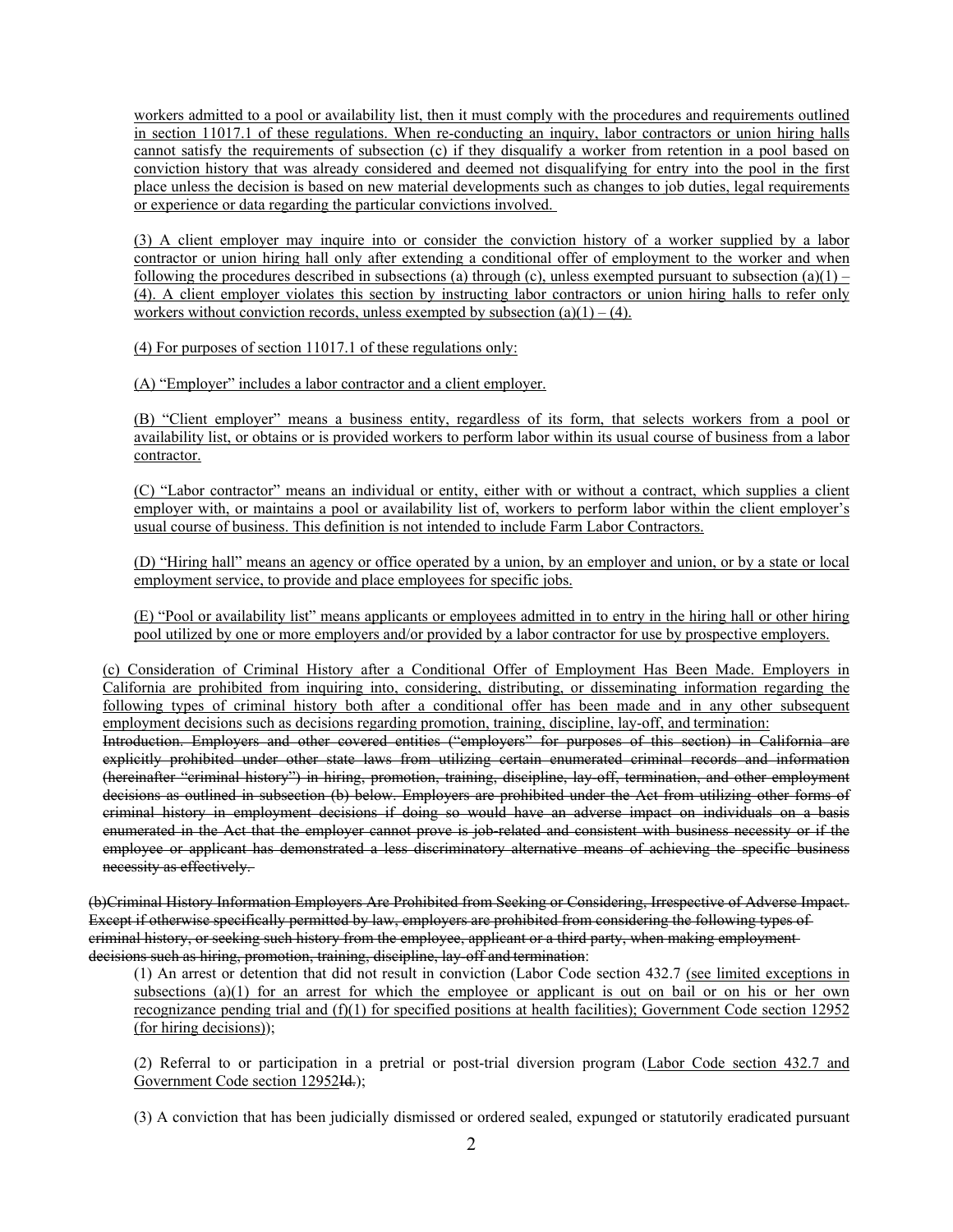workers admitted to a pool or availability list, then it must comply with the procedures and requirements outlined in section 11017.1 of these regulations. When re-conducting an inquiry, labor contractors or union hiring halls cannot satisfy the requirements of subsection (c) if they disqualify a worker from retention in a pool based on conviction history that was already considered and deemed not disqualifying for entry into the pool in the first place unless the decision is based on new material developments such as changes to job duties, legal requirements or experience or data regarding the particular convictions involved.

(3) A client employer may inquire into or consider the conviction history of a worker supplied by a labor contractor or union hiring hall only after extending a conditional offer of employment to the worker and when following the procedures described in subsections (a) through (c), unless exempted pursuant to subsection (a)(1) – (4). A client employer violates this section by instructing labor contractors or union hiring halls to refer only workers without conviction records, unless exempted by subsection (a)(1) – (4).

(4) For purposes of section 11017.1 of these regulations only:

(A) "Employer" includes a labor contractor and a client employer.

(B) "Client employer" means a business entity, regardless of its form, that selects workers from a pool or availability list, or obtains or is provided workers to perform labor within its usual course of business from a labor contractor.

(C) "Labor contractor" means an individual or entity, either with or without a contract, which supplies a client employer with, or maintains a pool or availability list of, workers to perform labor within the client employer's usual course of business. This definition is not intended to include Farm Labor Contractors.

(D) "Hiring hall" means an agency or office operated by a union, by an employer and union, or by a state or local employment service, to provide and place employees for specific jobs.

(E) "Pool or availability list" means applicants or employees admitted in to entry in the hiring hall or other hiring pool utilized by one or more employers and/or provided by a labor contractor for use by prospective employers.

(c) Consideration of Criminal History after a Conditional Offer of Employment Has Been Made. Employers in California are prohibited from inquiring into, considering, distributing, or disseminating information regarding the following types of criminal history both after a conditional offer has been made and in any other subsequent employment decisions such as decisions regarding promotion, training, discipline, lay-off, and termination:

~~Introduction. Employers and other covered entities ("employers" for purposes of this section) in California are explicitly prohibited under other state laws from utilizing certain enumerated criminal records and information (hereinafter "criminal history") in hiring, promotion, training, discipline, lay-off, termination, and other employment decisions as outlined in subsection (b) below. Employers are prohibited under the Act from utilizing other forms of criminal history in employment decisions if doing so would have an adverse impact on individuals on a basis enumerated in the Act that the employer cannot prove is job-related and consistent with business necessity or if the employee or applicant has demonstrated a less discriminatory alternative means of achieving the specific business necessity as effectively.~~

~~(b)Criminal History Information Employers Are Prohibited from Seeking or Considering, Irrespective of Adverse Impact. Except if otherwise specifically permitted by law, employers are prohibited from considering the following types of criminal history, or seeking such history from the employee, applicant or a third party, when making employment decisions such as hiring, promotion, training, discipline, lay-off and termination~~:

(1) An arrest or detention that did not result in conviction (Labor Code section 432.7 (see limited exceptions in subsections (a)(1) for an arrest for which the employee or applicant is out on bail or on his or her own recognizance pending trial and (f)(1) for specified positions at health facilities); Government Code section 12952 (for hiring decisions));

(2) Referral to or participation in a pretrial or post-trial diversion program (Labor Code section 432.7 and Government Code section 12952~~Id.~~);

(3) A conviction that has been judicially dismissed or ordered sealed, expunged or statutorily eradicated pursuant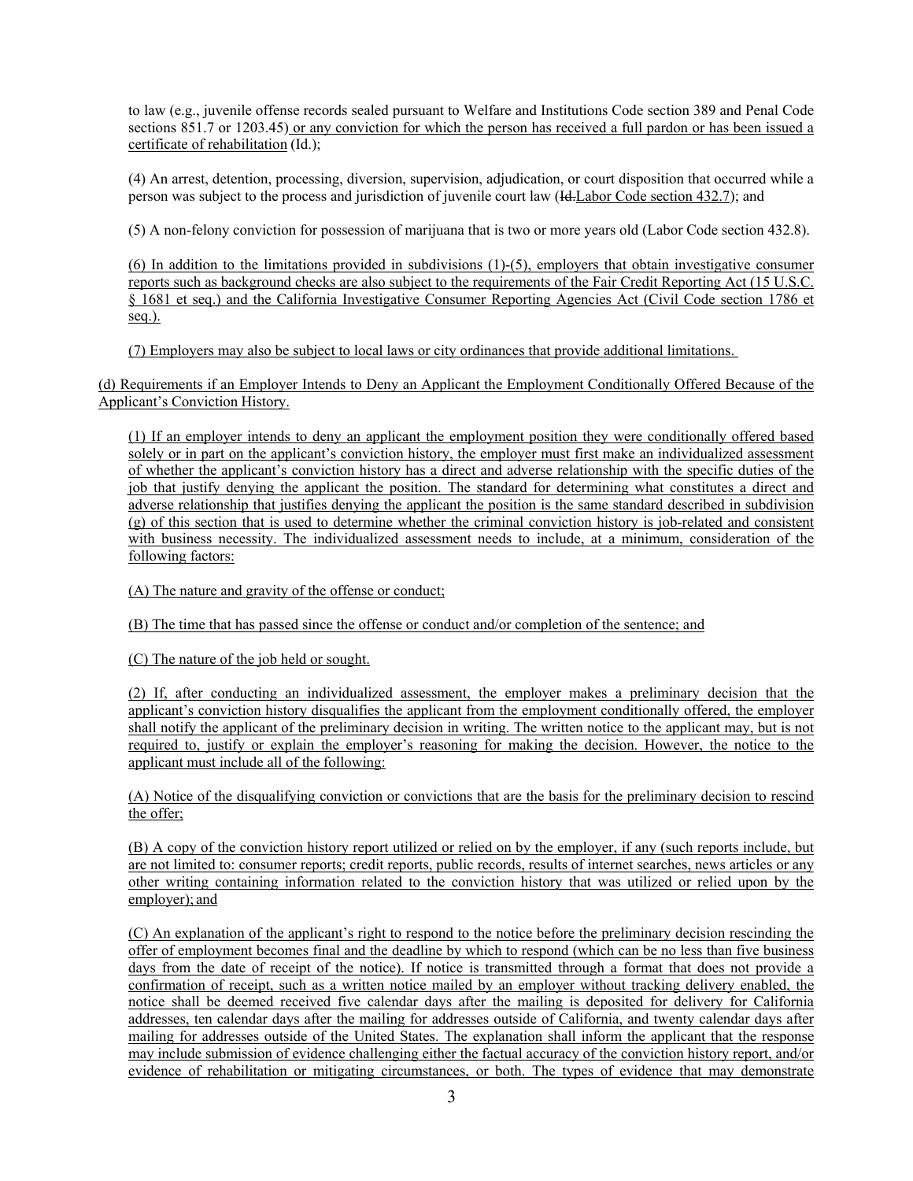to law (e.g., juvenile offense records sealed pursuant to Welfare and Institutions Code section 389 and Penal Code sections 851.7 or 1203.45) or any conviction for which the person has received a full pardon or has been issued a certificate of rehabilitation (Id.);

(4) An arrest, detention, processing, diversion, supervision, adjudication, or court disposition that occurred while a person was subject to the process and jurisdiction of juvenile court law (~~Id.~~Labor Code section 432.7); and

(5) A non-felony conviction for possession of marijuana that is two or more years old (Labor Code section 432.8).

(6) In addition to the limitations provided in subdivisions (1)-(5), employers that obtain investigative consumer reports such as background checks are also subject to the requirements of the Fair Credit Reporting Act (15 U.S.C. § 1681 et seq.) and the California Investigative Consumer Reporting Agencies Act (Civil Code section 1786 et seq.).

(7) Employers may also be subject to local laws or city ordinances that provide additional limitations.

(d) Requirements if an Employer Intends to Deny an Applicant the Employment Conditionally Offered Because of the Applicant's Conviction History.

(1) If an employer intends to deny an applicant the employment position they were conditionally offered based solely or in part on the applicant's conviction history, the employer must first make an individualized assessment of whether the applicant's conviction history has a direct and adverse relationship with the specific duties of the job that justify denying the applicant the position. The standard for determining what constitutes a direct and adverse relationship that justifies denying the applicant the position is the same standard described in subdivision (g) of this section that is used to determine whether the criminal conviction history is job-related and consistent with business necessity. The individualized assessment needs to include, at a minimum, consideration of the following factors:

(A) The nature and gravity of the offense or conduct;

(B) The time that has passed since the offense or conduct and/or completion of the sentence; and

(C) The nature of the job held or sought.

(2) If, after conducting an individualized assessment, the employer makes a preliminary decision that the applicant's conviction history disqualifies the applicant from the employment conditionally offered, the employer shall notify the applicant of the preliminary decision in writing. The written notice to the applicant may, but is not required to, justify or explain the employer's reasoning for making the decision. However, the notice to the applicant must include all of the following:

(A) Notice of the disqualifying conviction or convictions that are the basis for the preliminary decision to rescind the offer;

(B) A copy of the conviction history report utilized or relied on by the employer, if any (such reports include, but are not limited to: consumer reports; credit reports, public records, results of internet searches, news articles or any other writing containing information related to the conviction history that was utilized or relied upon by the employer); and

(C) An explanation of the applicant's right to respond to the notice before the preliminary decision rescinding the offer of employment becomes final and the deadline by which to respond (which can be no less than five business days from the date of receipt of the notice). If notice is transmitted through a format that does not provide a confirmation of receipt, such as a written notice mailed by an employer without tracking delivery enabled, the notice shall be deemed received five calendar days after the mailing is deposited for delivery for California addresses, ten calendar days after the mailing for addresses outside of California, and twenty calendar days after mailing for addresses outside of the United States. The explanation shall inform the applicant that the response may include submission of evidence challenging either the factual accuracy of the conviction history report, and/or evidence of rehabilitation or mitigating circumstances, or both. The types of evidence that may demonstrate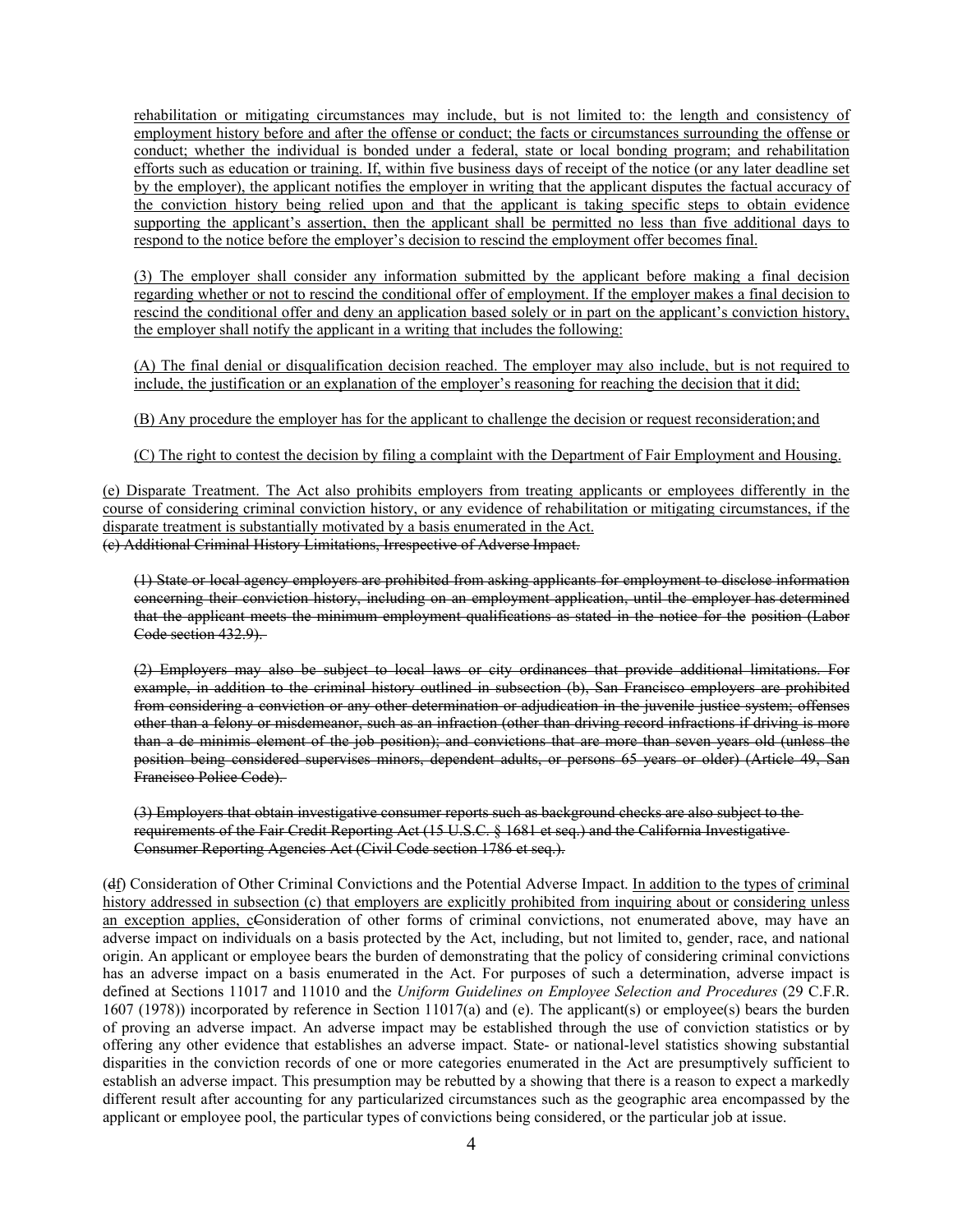rehabilitation or mitigating circumstances may include, but is not limited to: the length and consistency of employment history before and after the offense or conduct; the facts or circumstances surrounding the offense or conduct; whether the individual is bonded under a federal, state or local bonding program; and rehabilitation efforts such as education or training. If, within five business days of receipt of the notice (or any later deadline set by the employer), the applicant notifies the employer in writing that the applicant disputes the factual accuracy of the conviction history being relied upon and that the applicant is taking specific steps to obtain evidence supporting the applicant's assertion, then the applicant shall be permitted no less than five additional days to respond to the notice before the employer's decision to rescind the employment offer becomes final.

(3) The employer shall consider any information submitted by the applicant before making a final decision regarding whether or not to rescind the conditional offer of employment. If the employer makes a final decision to rescind the conditional offer and deny an application based solely or in part on the applicant's conviction history, the employer shall notify the applicant in a writing that includes the following:

(A) The final denial or disqualification decision reached. The employer may also include, but is not required to include, the justification or an explanation of the employer's reasoning for reaching the decision that it did;

(B) Any procedure the employer has for the applicant to challenge the decision or request reconsideration; and

(C) The right to contest the decision by filing a complaint with the Department of Fair Employment and Housing.

(e) Disparate Treatment. The Act also prohibits employers from treating applicants or employees differently in the course of considering criminal conviction history, or any evidence of rehabilitation or mitigating circumstances, if the disparate treatment is substantially motivated by a basis enumerated in the Act.

~~(c) Additional Criminal History Limitations, Irrespective of Adverse Impact.~~

~~(1) State or local agency employers are prohibited from asking applicants for employment to disclose information concerning their conviction history, including on an employment application, until the employer has determined that the applicant meets the minimum employment qualifications as stated in the notice for the position (Labor Code section 432.9).~~

~~(2) Employers may also be subject to local laws or city ordinances that provide additional limitations. For example, in addition to the criminal history outlined in subsection (b), San Francisco employers are prohibited from considering a conviction or any other determination or adjudication in the juvenile justice system; offenses other than a felony or misdemeanor, such as an infraction (other than driving record infractions if driving is more than a de minimis element of the job position); and convictions that are more than seven years old (unless the position being considered supervises minors, dependent adults, or persons 65 years or older) (Article 49, San Francisco Police Code).~~

~~(3) Employers that obtain investigative consumer reports such as background checks are also subject to the requirements of the Fair Credit Reporting Act (15 U.S.C. § 1681 et seq.) and the California Investigative Consumer Reporting Agencies Act (Civil Code section 1786 et seq.).~~

(~~d~~f) Consideration of Other Criminal Convictions and the Potential Adverse Impact. In addition to the types of criminal history addressed in subsection (c) that employers are explicitly prohibited from inquiring about or considering unless an exception applies, c~~C~~onsideration of other forms of criminal convictions, not enumerated above, may have an adverse impact on individuals on a basis protected by the Act, including, but not limited to, gender, race, and national origin. An applicant or employee bears the burden of demonstrating that the policy of considering criminal convictions has an adverse impact on a basis enumerated in the Act. For purposes of such a determination, adverse impact is defined at Sections 11017 and 11010 and the *Uniform Guidelines on Employee Selection and Procedures* (29 C.F.R. 1607 (1978)) incorporated by reference in Section 11017(a) and (e). The applicant(s) or employee(s) bears the burden of proving an adverse impact. An adverse impact may be established through the use of conviction statistics or by offering any other evidence that establishes an adverse impact. State- or national-level statistics showing substantial disparities in the conviction records of one or more categories enumerated in the Act are presumptively sufficient to establish an adverse impact. This presumption may be rebutted by a showing that there is a reason to expect a markedly different result after accounting for any particularized circumstances such as the geographic area encompassed by the applicant or employee pool, the particular types of convictions being considered, or the particular job at issue.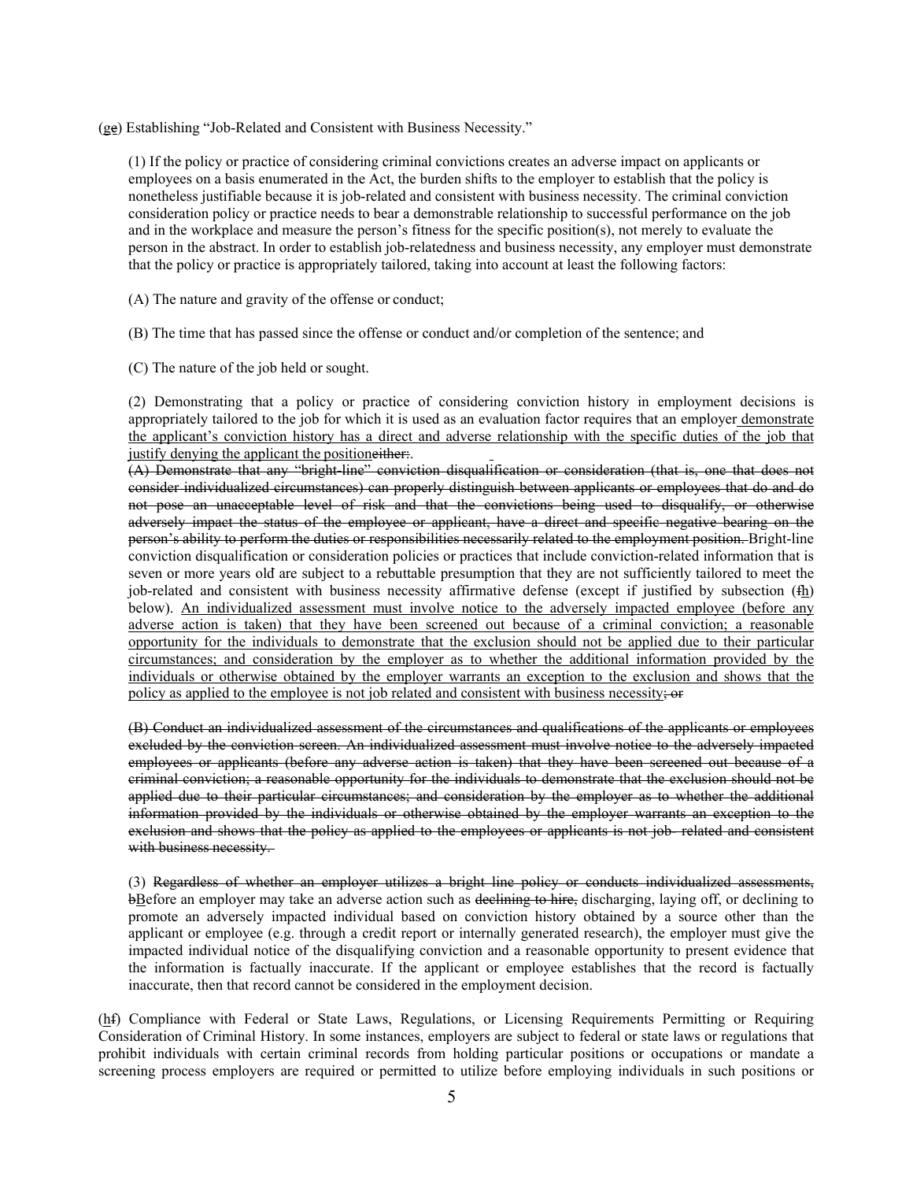(<u>g</u>~~e~~) Establishing "Job-Related and Consistent with Business Necessity."

(1) If the policy or practice of considering criminal convictions creates an adverse impact on applicants or employees on a basis enumerated in the Act, the burden shifts to the employer to establish that the policy is nonetheless justifiable because it is job-related and consistent with business necessity. The criminal conviction consideration policy or practice needs to bear a demonstrable relationship to successful performance on the job and in the workplace and measure the person's fitness for the specific position(s), not merely to evaluate the person in the abstract. In order to establish job-relatedness and business necessity, any employer must demonstrate that the policy or practice is appropriately tailored, taking into account at least the following factors:

(A) The nature and gravity of the offense or conduct;

(B) The time that has passed since the offense or conduct and/or completion of the sentence; and

(C) The nature of the job held or sought.

(2) Demonstrating that a policy or practice of considering conviction history in employment decisions is appropriately tailored to the job for which it is used as an evaluation factor requires that an employer<u> demonstrate the applicant's conviction history has a direct and adverse relationship with the specific duties of the job that justify denying the applicant the position</u>~~either:~~.

~~(A) Demonstrate that any "bright-line" conviction disqualification or consideration (that is, one that does not consider individualized circumstances) can properly distinguish between applicants or employees that do and do not pose an unacceptable level of risk and that the convictions being used to disqualify, or otherwise adversely impact the status of the employee or applicant, have a direct and specific negative bearing on the person's ability to perform the duties or responsibilities necessarily related to the employment position.~~ Bright-line conviction disqualification or consideration policies or practices that include conviction-related information that is seven or more years old are subject to a rebuttable presumption that they are not sufficiently tailored to meet the job-related and consistent with business necessity affirmative defense (except if justified by subsection (~~f~~<u>h</u>) below). <u>An individualized assessment must involve notice to the adversely impacted employee (before any adverse action is taken) that they have been screened out because of a criminal conviction; a reasonable opportunity for the individuals to demonstrate that the exclusion should not be applied due to their particular circumstances; and consideration by the employer as to whether the additional information provided by the individuals or otherwise obtained by the employer warrants an exception to the exclusion and shows that the policy as applied to the employee is not job related and consistent with business necessity;</u>~~; or~~

~~(B) Conduct an individualized assessment of the circumstances and qualifications of the applicants or employees excluded by the conviction screen. An individualized assessment must involve notice to the adversely impacted employees or applicants (before any adverse action is taken) that they have been screened out because of a criminal conviction; a reasonable opportunity for the individuals to demonstrate that the exclusion should not be applied due to their particular circumstances; and consideration by the employer as to whether the additional information provided by the individuals or otherwise obtained by the employer warrants an exception to the exclusion and shows that the policy as applied to the employees or applicants is not job- related and consistent with business necessity.~~

(3) ~~Regardless of whether an employer utilizes a bright line policy or conducts individualized assessments, b~~<u>B</u>efore an employer may take an adverse action such as ~~declining to hire,~~ discharging, laying off, or declining to promote an adversely impacted individual based on conviction history obtained by a source other than the applicant or employee (e.g. through a credit report or internally generated research), the employer must give the impacted individual notice of the disqualifying conviction and a reasonable opportunity to present evidence that the information is factually inaccurate. If the applicant or employee establishes that the record is factually inaccurate, then that record cannot be considered in the employment decision.

(<u>h</u>~~f~~) Compliance with Federal or State Laws, Regulations, or Licensing Requirements Permitting or Requiring Consideration of Criminal History. In some instances, employers are subject to federal or state laws or regulations that prohibit individuals with certain criminal records from holding particular positions or occupations or mandate a screening process employers are required or permitted to utilize before employing individuals in such positions or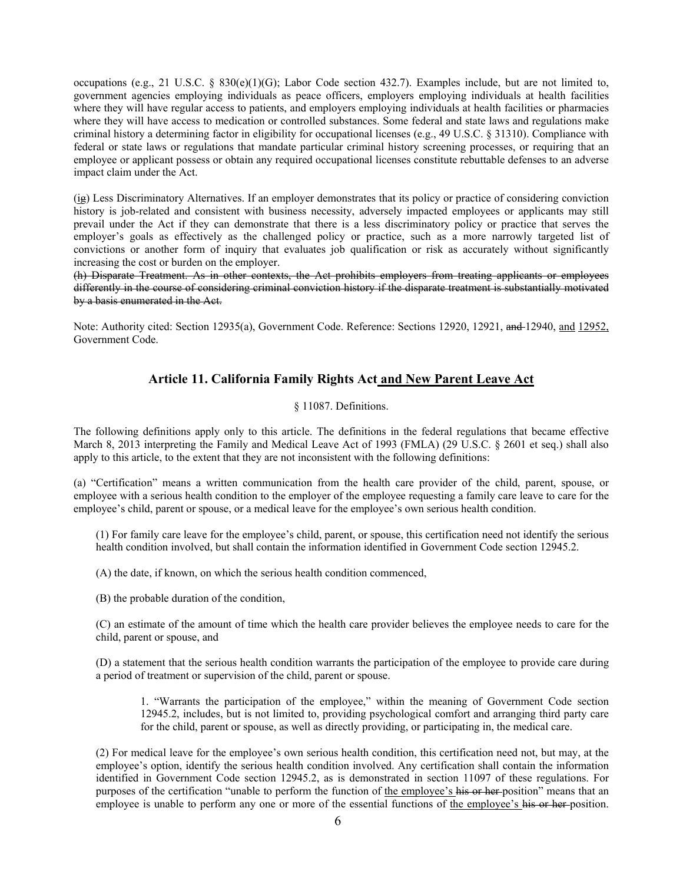occupations (e.g., 21 U.S.C. § 830(e)(1)(G); Labor Code section 432.7). Examples include, but are not limited to, government agencies employing individuals as peace officers, employers employing individuals at health facilities where they will have regular access to patients, and employers employing individuals at health facilities or pharmacies where they will have access to medication or controlled substances. Some federal and state laws and regulations make criminal history a determining factor in eligibility for occupational licenses (e.g., 49 U.S.C. § 31310). Compliance with federal or state laws or regulations that mandate particular criminal history screening processes, or requiring that an employee or applicant possess or obtain any required occupational licenses constitute rebuttable defenses to an adverse impact claim under the Act.

(<u>i</u>~~g~~) Less Discriminatory Alternatives. If an employer demonstrates that its policy or practice of considering conviction history is job-related and consistent with business necessity, adversely impacted employees or applicants may still prevail under the Act if they can demonstrate that there is a less discriminatory policy or practice that serves the employer's goals as effectively as the challenged policy or practice, such as a more narrowly targeted list of convictions or another form of inquiry that evaluates job qualification or risk as accurately without significantly increasing the cost or burden on the employer.

~~(h) Disparate Treatment. As in other contexts, the Act prohibits employers from treating applicants or employees differently in the course of considering criminal conviction history if the disparate treatment is substantially motivated by a basis enumerated in the Act.~~

Note: Authority cited: Section 12935(a), Government Code. Reference: Sections 12920, 12921, ~~and~~ 12940, <u>and</u> <u>12952,</u> Government Code.

## Article 11. California Family Rights Act <u>and New Parent Leave Act</u>

§ 11087. Definitions.

The following definitions apply only to this article. The definitions in the federal regulations that became effective March 8, 2013 interpreting the Family and Medical Leave Act of 1993 (FMLA) (29 U.S.C. § 2601 et seq.) shall also apply to this article, to the extent that they are not inconsistent with the following definitions:

(a) "Certification" means a written communication from the health care provider of the child, parent, spouse, or employee with a serious health condition to the employer of the employee requesting a family care leave to care for the employee's child, parent or spouse, or a medical leave for the employee's own serious health condition.

(1) For family care leave for the employee's child, parent, or spouse, this certification need not identify the serious health condition involved, but shall contain the information identified in Government Code section 12945.2.

(A) the date, if known, on which the serious health condition commenced,

(B) the probable duration of the condition,

(C) an estimate of the amount of time which the health care provider believes the employee needs to care for the child, parent or spouse, and

(D) a statement that the serious health condition warrants the participation of the employee to provide care during a period of treatment or supervision of the child, parent or spouse.

1. "Warrants the participation of the employee," within the meaning of Government Code section 12945.2, includes, but is not limited to, providing psychological comfort and arranging third party care for the child, parent or spouse, as well as directly providing, or participating in, the medical care.

(2) For medical leave for the employee's own serious health condition, this certification need not, but may, at the employee's option, identify the serious health condition involved. Any certification shall contain the information identified in Government Code section 12945.2, as is demonstrated in section 11097 of these regulations. For purposes of the certification "unable to perform the function of <u>the employee's</u> ~~his or her~~ position" means that an employee is unable to perform any one or more of the essential functions of <u>the employee's</u> ~~his or her~~ position.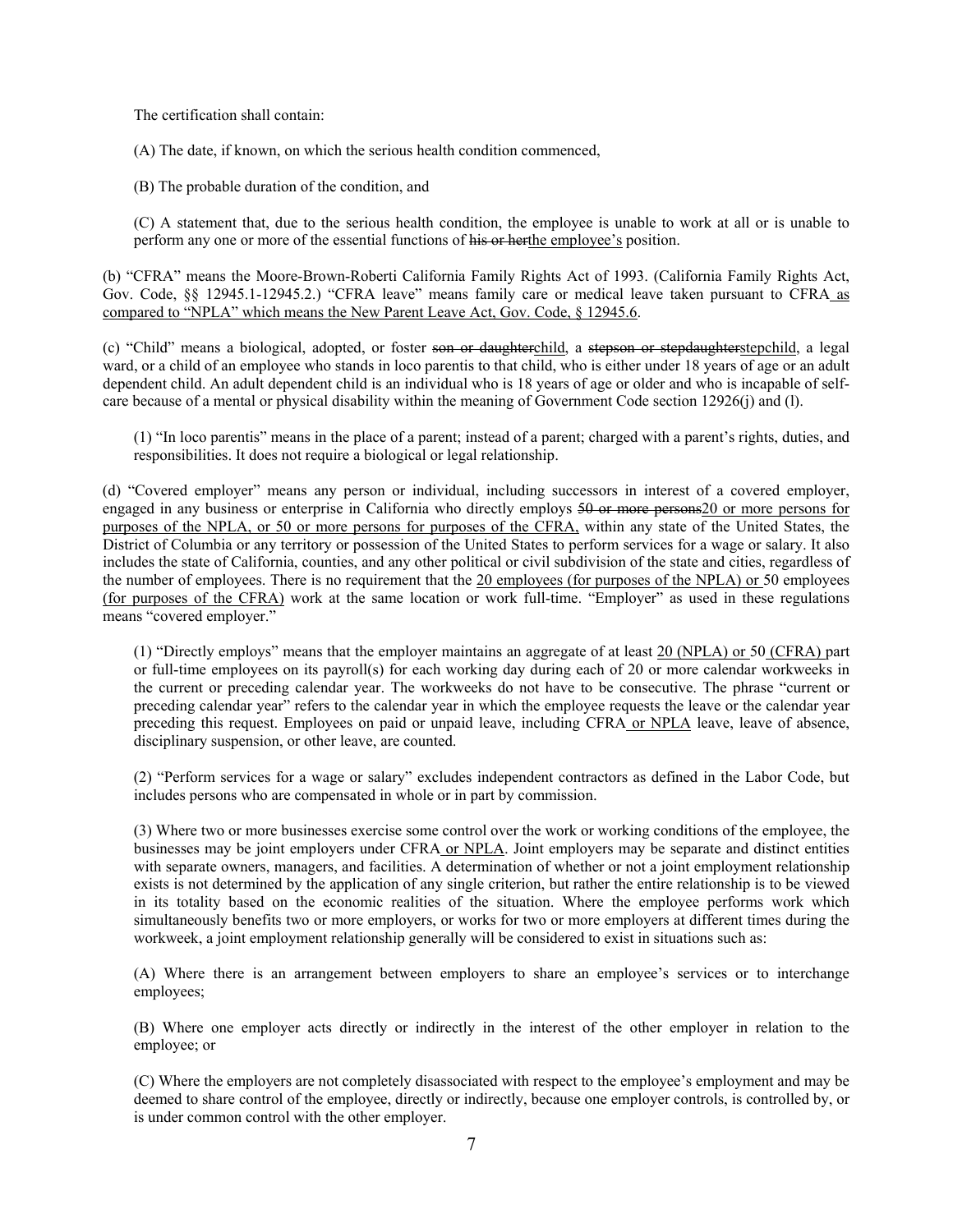The certification shall contain:

(A) The date, if known, on which the serious health condition commenced,

(B) The probable duration of the condition, and

(C) A statement that, due to the serious health condition, the employee is unable to work at all or is unable to perform any one or more of the essential functions of ~~his or her~~<u>the employee's</u> position.

(b) "CFRA" means the Moore-Brown-Roberti California Family Rights Act of 1993. (California Family Rights Act, Gov. Code, §§ 12945.1-12945.2.) "CFRA leave" means family care or medical leave taken pursuant to CFRA<u> as compared to "NPLA" which means the New Parent Leave Act, Gov. Code, § 12945.6</u>.

(c) "Child" means a biological, adopted, or foster ~~son or daughter~~<u>child</u>, a ~~stepson or stepdaughter~~<u>stepchild</u>, a legal ward, or a child of an employee who stands in loco parentis to that child, who is either under 18 years of age or an adult dependent child. An adult dependent child is an individual who is 18 years of age or older and who is incapable of self-care because of a mental or physical disability within the meaning of Government Code section 12926(j) and (l).

(1) "In loco parentis" means in the place of a parent; instead of a parent; charged with a parent's rights, duties, and responsibilities. It does not require a biological or legal relationship.

(d) "Covered employer" means any person or individual, including successors in interest of a covered employer, engaged in any business or enterprise in California who directly employs ~~50 or more persons~~<u>20 or more persons for purposes of the NPLA, or 50 or more persons for purposes of the CFRA,</u> within any state of the United States, the District of Columbia or any territory or possession of the United States to perform services for a wage or salary. It also includes the state of California, counties, and any other political or civil subdivision of the state and cities, regardless of the number of employees. There is no requirement that the <u>20 employees (for purposes of the NPLA) or </u>50 employees <u>(for purposes of the CFRA)</u> work at the same location or work full-time. "Employer" as used in these regulations means "covered employer."

(1) "Directly employs" means that the employer maintains an aggregate of at least <u>20 (NPLA) or </u>50 <u>(CFRA) </u>part or full-time employees on its payroll(s) for each working day during each of 20 or more calendar workweeks in the current or preceding calendar year. The workweeks do not have to be consecutive. The phrase "current or preceding calendar year" refers to the calendar year in which the employee requests the leave or the calendar year preceding this request. Employees on paid or unpaid leave, including CFRA<u> or NPLA</u> leave, leave of absence, disciplinary suspension, or other leave, are counted.

(2) "Perform services for a wage or salary" excludes independent contractors as defined in the Labor Code, but includes persons who are compensated in whole or in part by commission.

(3) Where two or more businesses exercise some control over the work or working conditions of the employee, the businesses may be joint employers under CFRA<u> or NPLA</u>. Joint employers may be separate and distinct entities with separate owners, managers, and facilities. A determination of whether or not a joint employment relationship exists is not determined by the application of any single criterion, but rather the entire relationship is to be viewed in its totality based on the economic realities of the situation. Where the employee performs work which simultaneously benefits two or more employers, or works for two or more employers at different times during the workweek, a joint employment relationship generally will be considered to exist in situations such as:

(A) Where there is an arrangement between employers to share an employee's services or to interchange employees;

(B) Where one employer acts directly or indirectly in the interest of the other employer in relation to the employee; or

(C) Where the employers are not completely disassociated with respect to the employee's employment and may be deemed to share control of the employee, directly or indirectly, because one employer controls, is controlled by, or is under common control with the other employer.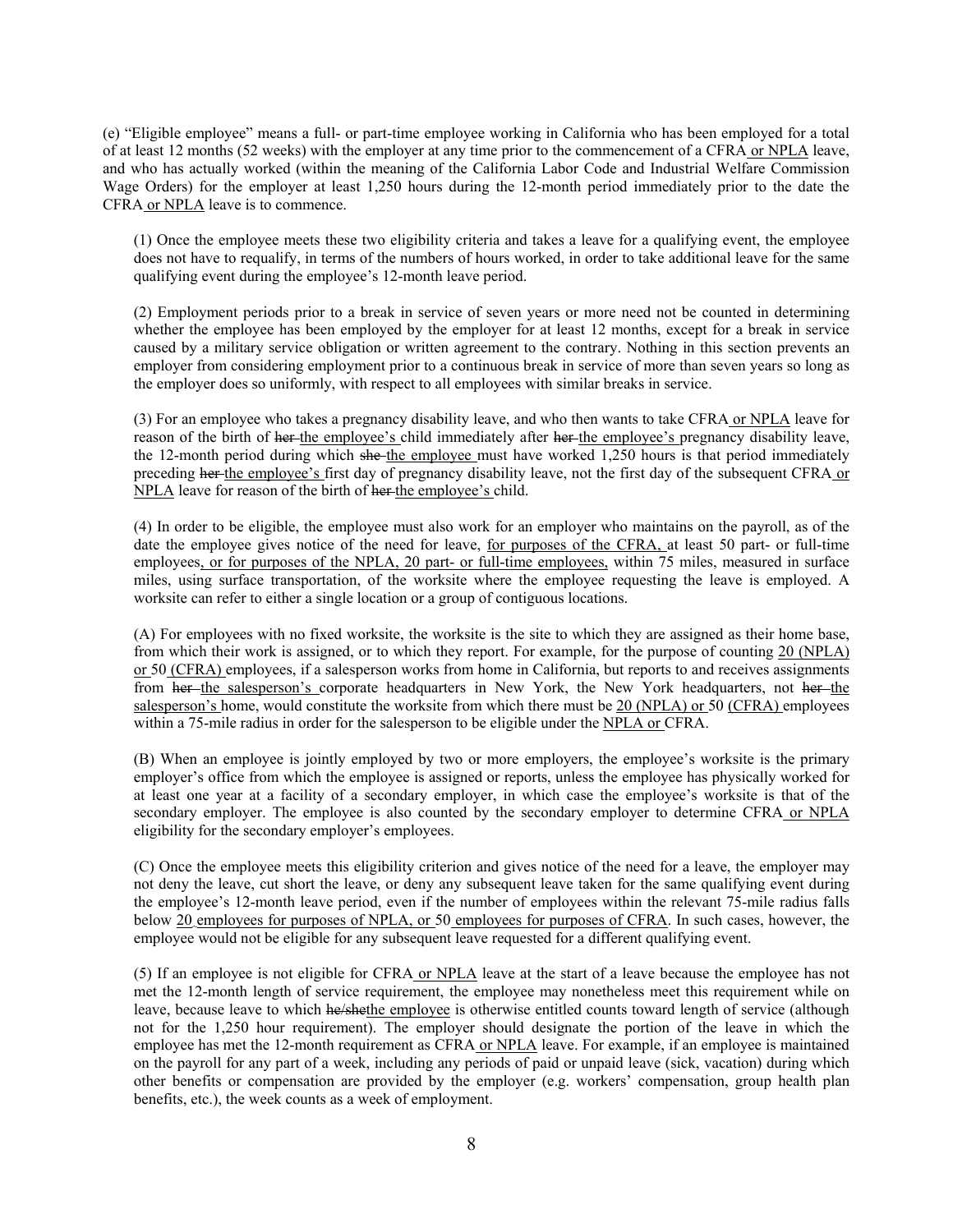(e) "Eligible employee" means a full- or part-time employee working in California who has been employed for a total of at least 12 months (52 weeks) with the employer at any time prior to the commencement of a CFRA <u>or NPLA</u> leave, and who has actually worked (within the meaning of the California Labor Code and Industrial Welfare Commission Wage Orders) for the employer at least 1,250 hours during the 12-month period immediately prior to the date the CFRA <u>or NPLA</u> leave is to commence.

(1) Once the employee meets these two eligibility criteria and takes a leave for a qualifying event, the employee does not have to requalify, in terms of the numbers of hours worked, in order to take additional leave for the same qualifying event during the employee's 12-month leave period.

(2) Employment periods prior to a break in service of seven years or more need not be counted in determining whether the employee has been employed by the employer for at least 12 months, except for a break in service caused by a military service obligation or written agreement to the contrary. Nothing in this section prevents an employer from considering employment prior to a continuous break in service of more than seven years so long as the employer does so uniformly, with respect to all employees with similar breaks in service.

(3) For an employee who takes a pregnancy disability leave, and who then wants to take CFRA <u>or NPLA</u> leave for reason of the birth of ~~her~~ <u>the employee's</u> child immediately after ~~her~~ <u>the employee's</u> pregnancy disability leave, the 12-month period during which ~~she~~ <u>the employee</u> must have worked 1,250 hours is that period immediately preceding ~~her~~ <u>the employee's</u> first day of pregnancy disability leave, not the first day of the subsequent CFRA <u>or NPLA</u> leave for reason of the birth of ~~her~~ <u>the employee's</u> child.

(4) In order to be eligible, the employee must also work for an employer who maintains on the payroll, as of the date the employee gives notice of the need for leave, <u>for purposes of the CFRA,</u> at least 50 part- or full-time employees<u>, or for purposes of the NPLA, 20 part- or full-time employees,</u> within 75 miles, measured in surface miles, using surface transportation, of the worksite where the employee requesting the leave is employed. A worksite can refer to either a single location or a group of contiguous locations.

(A) For employees with no fixed worksite, the worksite is the site to which they are assigned as their home base, from which their work is assigned, or to which they report. For example, for the purpose of counting <u>20 (NPLA) or</u> 50 <u>(CFRA)</u> employees, if a salesperson works from home in California, but reports to and receives assignments from ~~her~~ <u>the salesperson's</u> corporate headquarters in New York, the New York headquarters, not ~~her~~ <u>the salesperson's</u> home, would constitute the worksite from which there must be <u>20 (NPLA) or</u> 50 <u>(CFRA)</u> employees within a 75-mile radius in order for the salesperson to be eligible under the <u>NPLA or</u> CFRA.

(B) When an employee is jointly employed by two or more employers, the employee's worksite is the primary employer's office from which the employee is assigned or reports, unless the employee has physically worked for at least one year at a facility of a secondary employer, in which case the employee's worksite is that of the secondary employer. The employee is also counted by the secondary employer to determine CFRA <u>or NPLA</u> eligibility for the secondary employer's employees.

(C) Once the employee meets this eligibility criterion and gives notice of the need for a leave, the employer may not deny the leave, cut short the leave, or deny any subsequent leave taken for the same qualifying event during the employee's 12-month leave period, even if the number of employees within the relevant 75-mile radius falls below <u>20 employees for purposes of NPLA, or</u> 50 <u>employees for purposes of CFRA</u>. In such cases, however, the employee would not be eligible for any subsequent leave requested for a different qualifying event.

(5) If an employee is not eligible for CFRA <u>or NPLA</u> leave at the start of a leave because the employee has not met the 12-month length of service requirement, the employee may nonetheless meet this requirement while on leave, because leave to which ~~he/she~~<u>the employee</u> is otherwise entitled counts toward length of service (although not for the 1,250 hour requirement). The employer should designate the portion of the leave in which the employee has met the 12-month requirement as CFRA <u>or NPLA</u> leave. For example, if an employee is maintained on the payroll for any part of a week, including any periods of paid or unpaid leave (sick, vacation) during which other benefits or compensation are provided by the employer (e.g. workers' compensation, group health plan benefits, etc.), the week counts as a week of employment.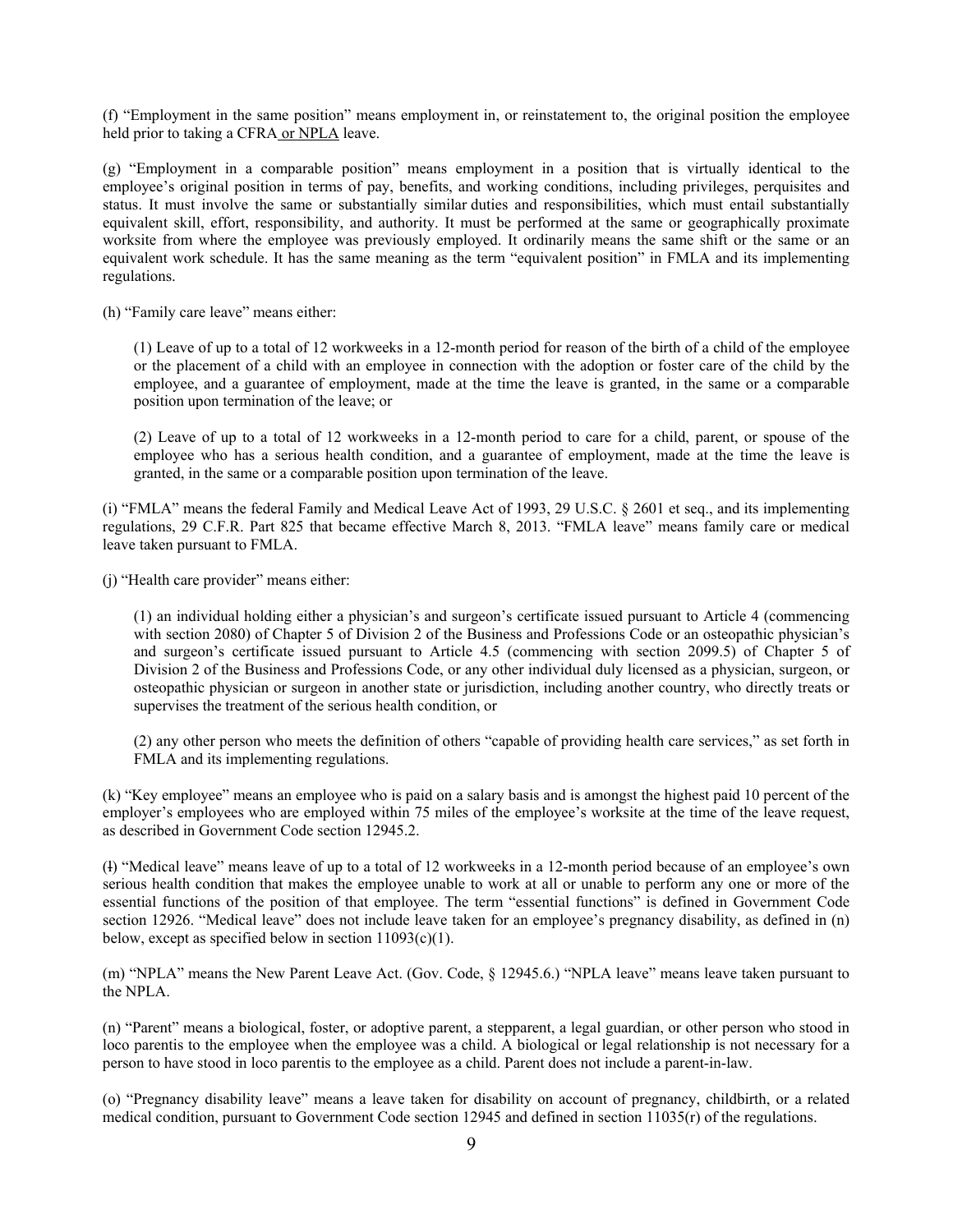(f) "Employment in the same position" means employment in, or reinstatement to, the original position the employee held prior to taking a CFRA or NPLA leave.

(g) "Employment in a comparable position" means employment in a position that is virtually identical to the employee's original position in terms of pay, benefits, and working conditions, including privileges, perquisites and status. It must involve the same or substantially similar duties and responsibilities, which must entail substantially equivalent skill, effort, responsibility, and authority. It must be performed at the same or geographically proximate worksite from where the employee was previously employed. It ordinarily means the same shift or the same or an equivalent work schedule. It has the same meaning as the term "equivalent position" in FMLA and its implementing regulations.

(h) "Family care leave" means either:

(1) Leave of up to a total of 12 workweeks in a 12-month period for reason of the birth of a child of the employee or the placement of a child with an employee in connection with the adoption or foster care of the child by the employee, and a guarantee of employment, made at the time the leave is granted, in the same or a comparable position upon termination of the leave; or

(2) Leave of up to a total of 12 workweeks in a 12-month period to care for a child, parent, or spouse of the employee who has a serious health condition, and a guarantee of employment, made at the time the leave is granted, in the same or a comparable position upon termination of the leave.

(i) "FMLA" means the federal Family and Medical Leave Act of 1993, 29 U.S.C. § 2601 et seq., and its implementing regulations, 29 C.F.R. Part 825 that became effective March 8, 2013. "FMLA leave" means family care or medical leave taken pursuant to FMLA.

(j) "Health care provider" means either:

(1) an individual holding either a physician's and surgeon's certificate issued pursuant to Article 4 (commencing with section 2080) of Chapter 5 of Division 2 of the Business and Professions Code or an osteopathic physician's and surgeon's certificate issued pursuant to Article 4.5 (commencing with section 2099.5) of Chapter 5 of Division 2 of the Business and Professions Code, or any other individual duly licensed as a physician, surgeon, or osteopathic physician or surgeon in another state or jurisdiction, including another country, who directly treats or supervises the treatment of the serious health condition, or

(2) any other person who meets the definition of others "capable of providing health care services," as set forth in FMLA and its implementing regulations.

(k) "Key employee" means an employee who is paid on a salary basis and is amongst the highest paid 10 percent of the employer's employees who are employed within 75 miles of the employee's worksite at the time of the leave request, as described in Government Code section 12945.2.

(~~l~~l) "Medical leave" means leave of up to a total of 12 workweeks in a 12-month period because of an employee's own serious health condition that makes the employee unable to work at all or unable to perform any one or more of the essential functions of the position of that employee. The term "essential functions" is defined in Government Code section 12926. "Medical leave" does not include leave taken for an employee's pregnancy disability, as defined in (n) below, except as specified below in section 11093(c)(1).

(m) "NPLA" means the New Parent Leave Act. (Gov. Code, § 12945.6.) "NPLA leave" means leave taken pursuant to the NPLA.

(n) "Parent" means a biological, foster, or adoptive parent, a stepparent, a legal guardian, or other person who stood in loco parentis to the employee when the employee was a child. A biological or legal relationship is not necessary for a person to have stood in loco parentis to the employee as a child. Parent does not include a parent-in-law.

(o) "Pregnancy disability leave" means a leave taken for disability on account of pregnancy, childbirth, or a related medical condition, pursuant to Government Code section 12945 and defined in section 11035(r) of the regulations.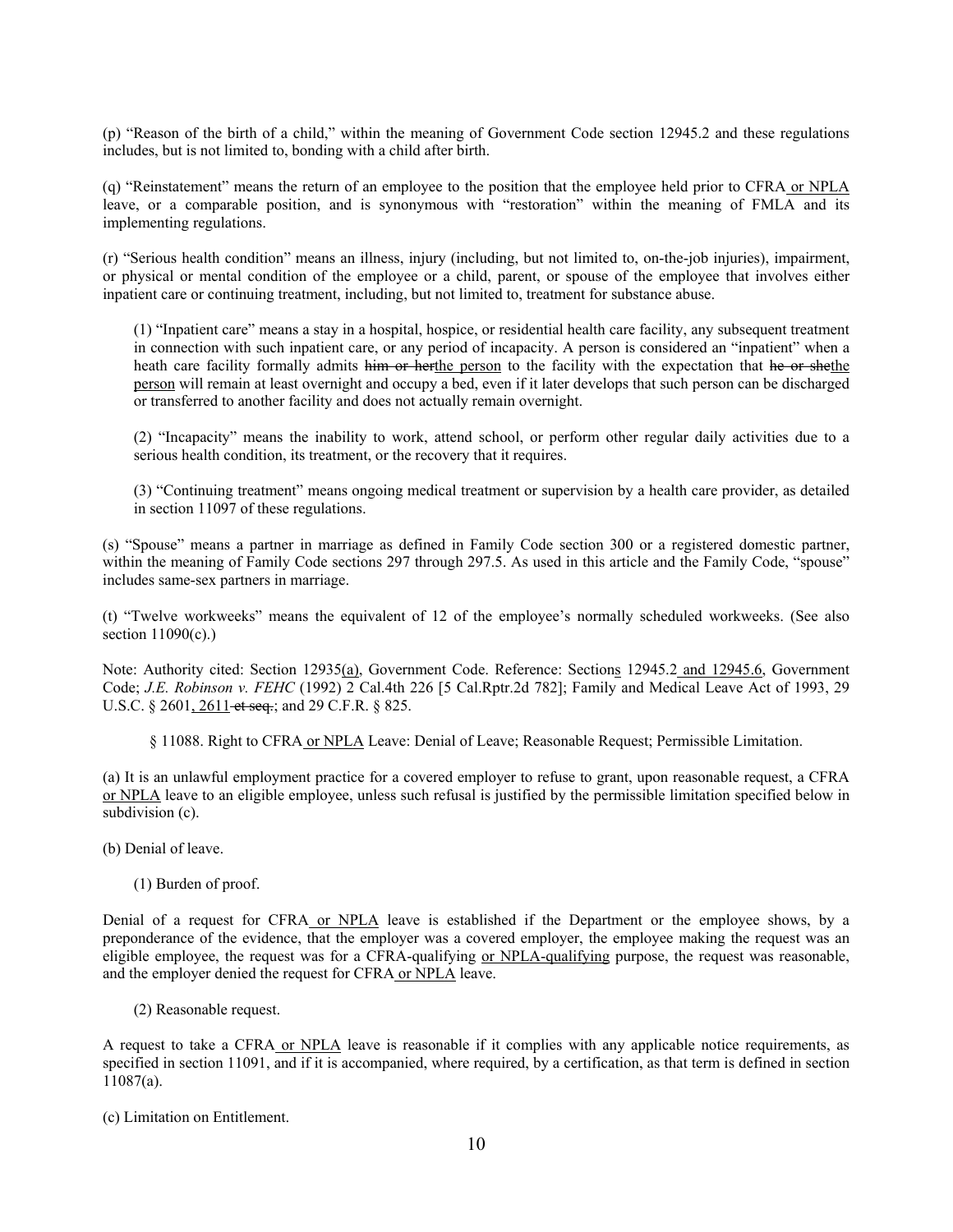(p) "Reason of the birth of a child," within the meaning of Government Code section 12945.2 and these regulations includes, but is not limited to, bonding with a child after birth.

(q) "Reinstatement" means the return of an employee to the position that the employee held prior to CFRA<u> or NPLA</u> leave, or a comparable position, and is synonymous with "restoration" within the meaning of FMLA and its implementing regulations.

(r) "Serious health condition" means an illness, injury (including, but not limited to, on-the-job injuries), impairment, or physical or mental condition of the employee or a child, parent, or spouse of the employee that involves either inpatient care or continuing treatment, including, but not limited to, treatment for substance abuse.

(1) "Inpatient care" means a stay in a hospital, hospice, or residential health care facility, any subsequent treatment in connection with such inpatient care, or any period of incapacity. A person is considered an "inpatient" when a heath care facility formally admits ~~him or her~~<u>the person</u> to the facility with the expectation that ~~he or she~~<u>the person</u> will remain at least overnight and occupy a bed, even if it later develops that such person can be discharged or transferred to another facility and does not actually remain overnight.

(2) "Incapacity" means the inability to work, attend school, or perform other regular daily activities due to a serious health condition, its treatment, or the recovery that it requires.

(3) "Continuing treatment" means ongoing medical treatment or supervision by a health care provider, as detailed in section 11097 of these regulations.

(s) "Spouse" means a partner in marriage as defined in Family Code section 300 or a registered domestic partner, within the meaning of Family Code sections 297 through 297.5. As used in this article and the Family Code, "spouse" includes same-sex partners in marriage.

(t) "Twelve workweeks" means the equivalent of 12 of the employee's normally scheduled workweeks. (See also section 11090(c).)

Note: Authority cited: Section 12935<u>(a)</u>, Government Code. Reference: Section<u>s</u> 12945.2<u> and 12945.6</u>, Government Code; *J.E. Robinson v. FEHC* (1992) 2 Cal.4th 226 [5 Cal.Rptr.2d 782]; Family and Medical Leave Act of 1993, 29 U.S.C. § 2601<u>, 2611</u>~~ et seq.~~; and 29 C.F.R. § 825.

§ 11088. Right to CFRA<u> or NPLA</u> Leave: Denial of Leave; Reasonable Request; Permissible Limitation.

(a) It is an unlawful employment practice for a covered employer to refuse to grant, upon reasonable request, a CFRA <u>or NPLA</u> leave to an eligible employee, unless such refusal is justified by the permissible limitation specified below in subdivision (c).

(b) Denial of leave.

(1) Burden of proof.

Denial of a request for CFRA<u> or NPLA</u> leave is established if the Department or the employee shows, by a preponderance of the evidence, that the employer was a covered employer, the employee making the request was an eligible employee, the request was for a CFRA-qualifying <u>or NPLA-qualifying</u> purpose, the request was reasonable, and the employer denied the request for CFRA<u> or NPLA</u> leave.

(2) Reasonable request.

A request to take a CFRA<u> or NPLA</u> leave is reasonable if it complies with any applicable notice requirements, as specified in section 11091, and if it is accompanied, where required, by a certification, as that term is defined in section 11087(a).

(c) Limitation on Entitlement.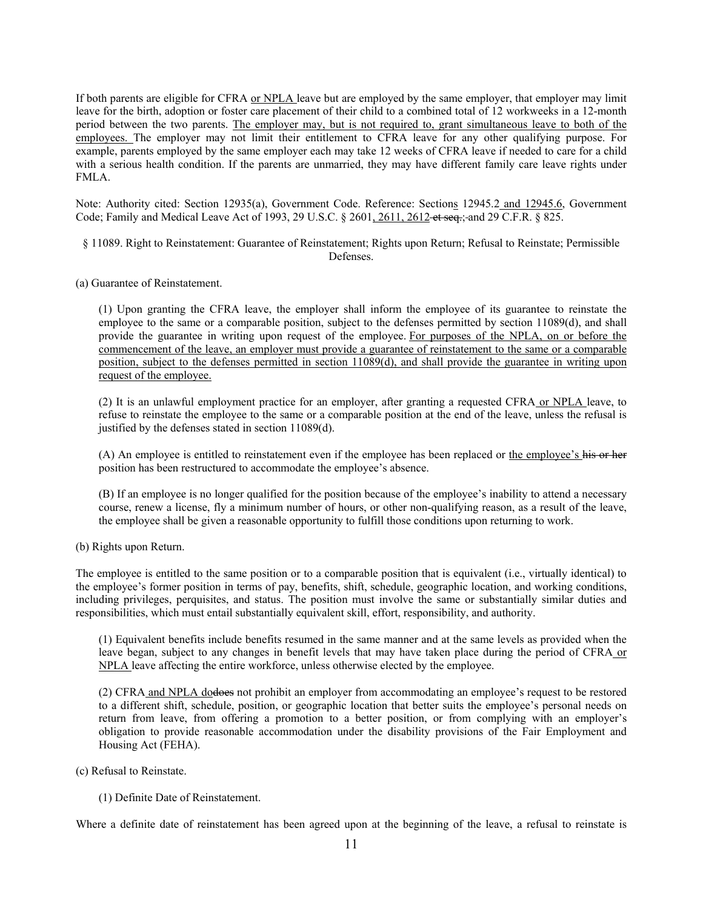If both parents are eligible for CFRA <u>or NPLA</u> leave but are employed by the same employer, that employer may limit leave for the birth, adoption or foster care placement of their child to a combined total of 12 workweeks in a 12-month period between the two parents. <u>The employer may, but is not required to, grant simultaneous leave to both of the employees.</u> The employer may not limit their entitlement to CFRA leave for any other qualifying purpose. For example, parents employed by the same employer each may take 12 weeks of CFRA leave if needed to care for a child with a serious health condition. If the parents are unmarried, they may have different family care leave rights under FMLA.

Note: Authority cited: Section 12935(a), Government Code. Reference: Section<u>s</u> 12945.2 <u>and 12945.6</u>, Government Code; Family and Medical Leave Act of 1993, 29 U.S.C. § 2601<u>, 2611, 2612</u> ~~et seq.;~~ and 29 C.F.R. § 825.

§ 11089. Right to Reinstatement: Guarantee of Reinstatement; Rights upon Return; Refusal to Reinstate; Permissible Defenses.

(a) Guarantee of Reinstatement.

(1) Upon granting the CFRA leave, the employer shall inform the employee of its guarantee to reinstate the employee to the same or a comparable position, subject to the defenses permitted by section 11089(d), and shall provide the guarantee in writing upon request of the employee. <u>For purposes of the NPLA, on or before the commencement of the leave, an employer must provide a guarantee of reinstatement to the same or a comparable position, subject to the defenses permitted in section 11089(d), and shall provide the guarantee in writing upon request of the employee.</u>

(2) It is an unlawful employment practice for an employer, after granting a requested CFRA <u>or NPLA</u> leave, to refuse to reinstate the employee to the same or a comparable position at the end of the leave, unless the refusal is justified by the defenses stated in section 11089(d).

(A) An employee is entitled to reinstatement even if the employee has been replaced or <u>the employee's</u> ~~his or her~~ position has been restructured to accommodate the employee's absence.

(B) If an employee is no longer qualified for the position because of the employee's inability to attend a necessary course, renew a license, fly a minimum number of hours, or other non-qualifying reason, as a result of the leave, the employee shall be given a reasonable opportunity to fulfill those conditions upon returning to work.

(b) Rights upon Return.

The employee is entitled to the same position or to a comparable position that is equivalent (i.e., virtually identical) to the employee's former position in terms of pay, benefits, shift, schedule, geographic location, and working conditions, including privileges, perquisites, and status. The position must involve the same or substantially similar duties and responsibilities, which must entail substantially equivalent skill, effort, responsibility, and authority.

(1) Equivalent benefits include benefits resumed in the same manner and at the same levels as provided when the leave began, subject to any changes in benefit levels that may have taken place during the period of CFRA <u>or NPLA</u> leave affecting the entire workforce, unless otherwise elected by the employee.

(2) CFRA <u>and NPLA do</u>~~does~~ not prohibit an employer from accommodating an employee's request to be restored to a different shift, schedule, position, or geographic location that better suits the employee's personal needs on return from leave, from offering a promotion to a better position, or from complying with an employer's obligation to provide reasonable accommodation under the disability provisions of the Fair Employment and Housing Act (FEHA).

(c) Refusal to Reinstate.

(1) Definite Date of Reinstatement.

Where a definite date of reinstatement has been agreed upon at the beginning of the leave, a refusal to reinstate is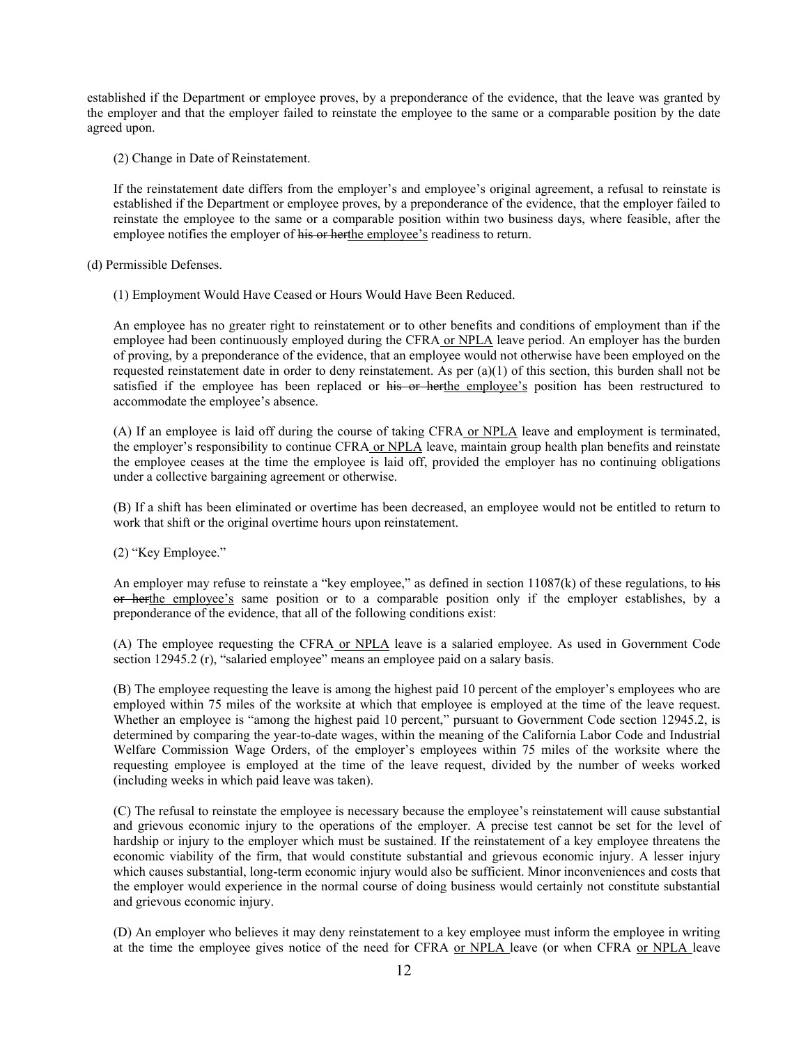established if the Department or employee proves, by a preponderance of the evidence, that the leave was granted by the employer and that the employer failed to reinstate the employee to the same or a comparable position by the date agreed upon.

(2) Change in Date of Reinstatement.

If the reinstatement date differs from the employer's and employee's original agreement, a refusal to reinstate is established if the Department or employee proves, by a preponderance of the evidence, that the employer failed to reinstate the employee to the same or a comparable position within two business days, where feasible, after the employee notifies the employer of ~~his or her~~the employee's readiness to return.

(d) Permissible Defenses.

(1) Employment Would Have Ceased or Hours Would Have Been Reduced.

An employee has no greater right to reinstatement or to other benefits and conditions of employment than if the employee had been continuously employed during the CFRA or NPLA leave period. An employer has the burden of proving, by a preponderance of the evidence, that an employee would not otherwise have been employed on the requested reinstatement date in order to deny reinstatement. As per (a)(1) of this section, this burden shall not be satisfied if the employee has been replaced or ~~his or her~~the employee's position has been restructured to accommodate the employee's absence.

(A) If an employee is laid off during the course of taking CFRA or NPLA leave and employment is terminated, the employer's responsibility to continue CFRA or NPLA leave, maintain group health plan benefits and reinstate the employee ceases at the time the employee is laid off, provided the employer has no continuing obligations under a collective bargaining agreement or otherwise.

(B) If a shift has been eliminated or overtime has been decreased, an employee would not be entitled to return to work that shift or the original overtime hours upon reinstatement.

(2) "Key Employee."

An employer may refuse to reinstate a "key employee," as defined in section 11087(k) of these regulations, to ~~his or her~~the employee's same position or to a comparable position only if the employer establishes, by a preponderance of the evidence, that all of the following conditions exist:

(A) The employee requesting the CFRA or NPLA leave is a salaried employee. As used in Government Code section 12945.2 (r), "salaried employee" means an employee paid on a salary basis.

(B) The employee requesting the leave is among the highest paid 10 percent of the employer's employees who are employed within 75 miles of the worksite at which that employee is employed at the time of the leave request. Whether an employee is "among the highest paid 10 percent," pursuant to Government Code section 12945.2, is determined by comparing the year-to-date wages, within the meaning of the California Labor Code and Industrial Welfare Commission Wage Orders, of the employer's employees within 75 miles of the worksite where the requesting employee is employed at the time of the leave request, divided by the number of weeks worked (including weeks in which paid leave was taken).

(C) The refusal to reinstate the employee is necessary because the employee's reinstatement will cause substantial and grievous economic injury to the operations of the employer. A precise test cannot be set for the level of hardship or injury to the employer which must be sustained. If the reinstatement of a key employee threatens the economic viability of the firm, that would constitute substantial and grievous economic injury. A lesser injury which causes substantial, long-term economic injury would also be sufficient. Minor inconveniences and costs that the employer would experience in the normal course of doing business would certainly not constitute substantial and grievous economic injury.

(D) An employer who believes it may deny reinstatement to a key employee must inform the employee in writing at the time the employee gives notice of the need for CFRA or NPLA leave (or when CFRA or NPLA leave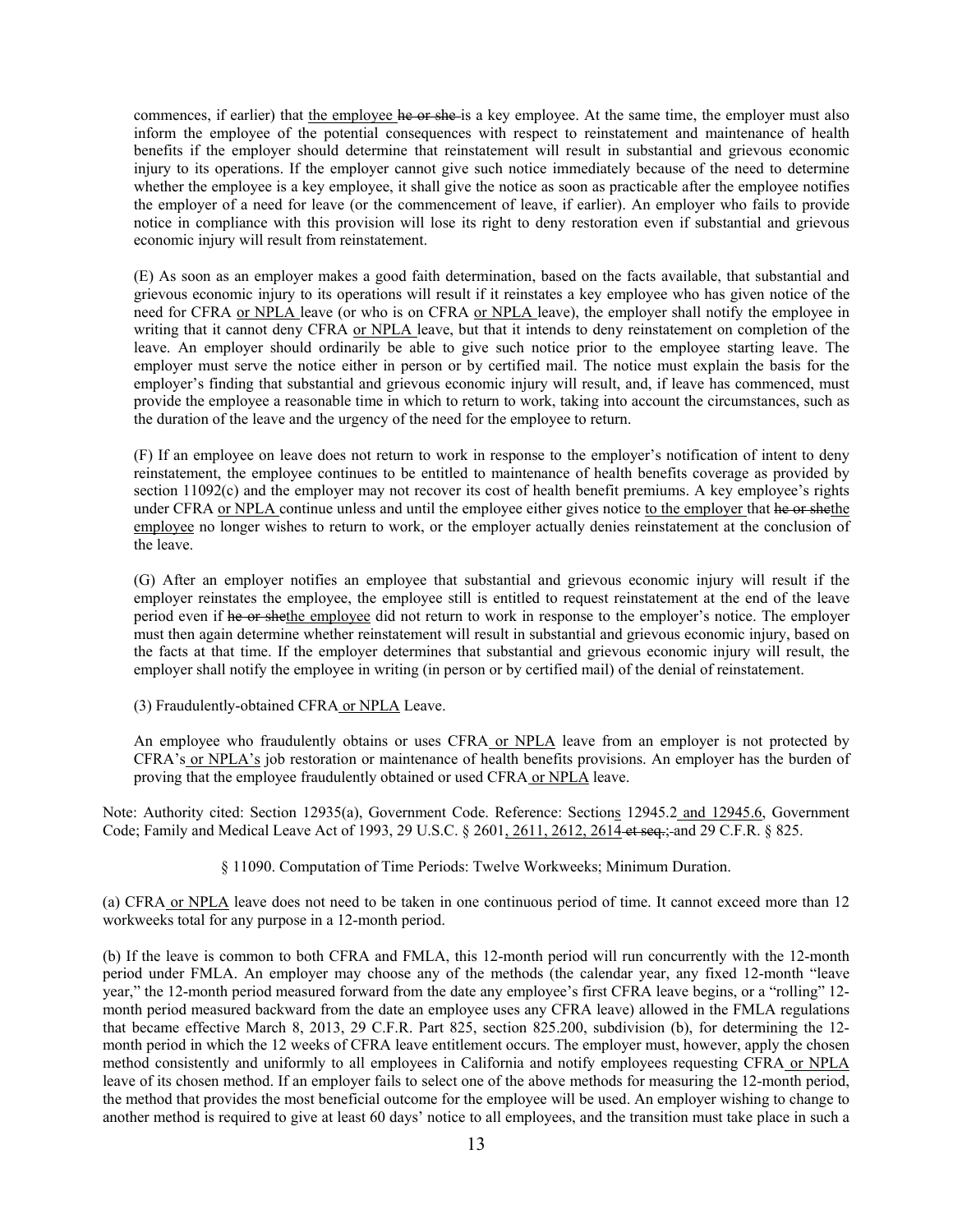commences, if earlier) that <u>the employee</u> ~~he or she~~ is a key employee. At the same time, the employer must also inform the employee of the potential consequences with respect to reinstatement and maintenance of health benefits if the employer should determine that reinstatement will result in substantial and grievous economic injury to its operations. If the employer cannot give such notice immediately because of the need to determine whether the employee is a key employee, it shall give the notice as soon as practicable after the employee notifies the employer of a need for leave (or the commencement of leave, if earlier). An employer who fails to provide notice in compliance with this provision will lose its right to deny restoration even if substantial and grievous economic injury will result from reinstatement.

(E) As soon as an employer makes a good faith determination, based on the facts available, that substantial and grievous economic injury to its operations will result if it reinstates a key employee who has given notice of the need for CFRA <u>or NPLA</u> leave (or who is on CFRA <u>or NPLA</u> leave), the employer shall notify the employee in writing that it cannot deny CFRA <u>or NPLA</u> leave, but that it intends to deny reinstatement on completion of the leave. An employer should ordinarily be able to give such notice prior to the employee starting leave. The employer must serve the notice either in person or by certified mail. The notice must explain the basis for the employer's finding that substantial and grievous economic injury will result, and, if leave has commenced, must provide the employee a reasonable time in which to return to work, taking into account the circumstances, such as the duration of the leave and the urgency of the need for the employee to return.

(F) If an employee on leave does not return to work in response to the employer's notification of intent to deny reinstatement, the employee continues to be entitled to maintenance of health benefits coverage as provided by section 11092(c) and the employer may not recover its cost of health benefit premiums. A key employee's rights under CFRA <u>or NPLA</u> continue unless and until the employee either gives notice <u>to the employer</u> that ~~he or she~~<u>the employee</u> no longer wishes to return to work, or the employer actually denies reinstatement at the conclusion of the leave.

(G) After an employer notifies an employee that substantial and grievous economic injury will result if the employer reinstates the employee, the employee still is entitled to request reinstatement at the end of the leave period even if ~~he or she~~<u>the employee</u> did not return to work in response to the employer's notice. The employer must then again determine whether reinstatement will result in substantial and grievous economic injury, based on the facts at that time. If the employer determines that substantial and grievous economic injury will result, the employer shall notify the employee in writing (in person or by certified mail) of the denial of reinstatement.

(3) Fraudulently-obtained CFRA <u>or NPLA</u> Leave.

An employee who fraudulently obtains or uses CFRA <u>or NPLA</u> leave from an employer is not protected by CFRA's <u>or NPLA's</u> job restoration or maintenance of health benefits provisions. An employer has the burden of proving that the employee fraudulently obtained or used CFRA <u>or NPLA</u> leave.

Note: Authority cited: Section 12935(a), Government Code. Reference: Section<u>s</u> 12945.2<u> and 12945.6</u>, Government Code; Family and Medical Leave Act of 1993, 29 U.S.C. § 2601<u>, 2611, 2612, 2614</u> ~~et seq.;~~ and 29 C.F.R. § 825.

§ 11090. Computation of Time Periods: Twelve Workweeks; Minimum Duration.

(a) CFRA <u>or NPLA</u> leave does not need to be taken in one continuous period of time. It cannot exceed more than 12 workweeks total for any purpose in a 12-month period.

(b) If the leave is common to both CFRA and FMLA, this 12-month period will run concurrently with the 12-month period under FMLA. An employer may choose any of the methods (the calendar year, any fixed 12-month "leave year," the 12-month period measured forward from the date any employee's first CFRA leave begins, or a "rolling" 12-month period measured backward from the date an employee uses any CFRA leave) allowed in the FMLA regulations that became effective March 8, 2013, 29 C.F.R. Part 825, section 825.200, subdivision (b), for determining the 12-month period in which the 12 weeks of CFRA leave entitlement occurs. The employer must, however, apply the chosen method consistently and uniformly to all employees in California and notify employees requesting CFRA <u>or NPLA</u> leave of its chosen method. If an employer fails to select one of the above methods for measuring the 12-month period, the method that provides the most beneficial outcome for the employee will be used. An employer wishing to change to another method is required to give at least 60 days' notice to all employees, and the transition must take place in such a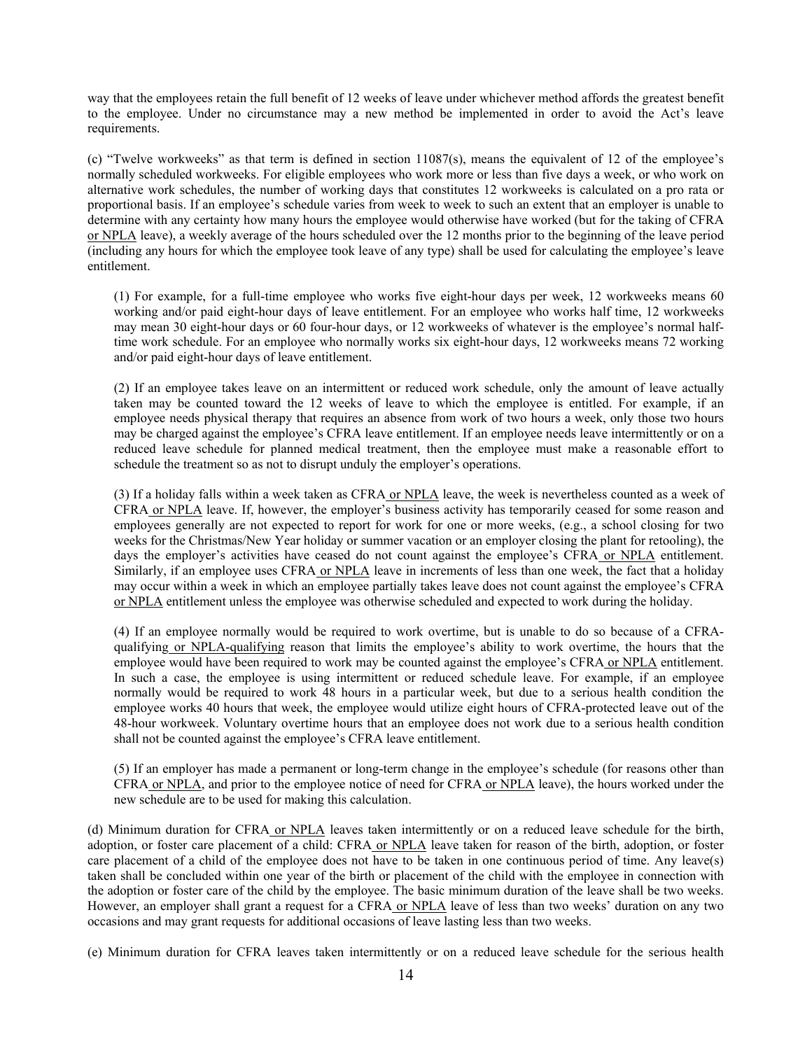way that the employees retain the full benefit of 12 weeks of leave under whichever method affords the greatest benefit to the employee. Under no circumstance may a new method be implemented in order to avoid the Act's leave requirements.

(c) "Twelve workweeks" as that term is defined in section 11087(s), means the equivalent of 12 of the employee's normally scheduled workweeks. For eligible employees who work more or less than five days a week, or who work on alternative work schedules, the number of working days that constitutes 12 workweeks is calculated on a pro rata or proportional basis. If an employee's schedule varies from week to week to such an extent that an employer is unable to determine with any certainty how many hours the employee would otherwise have worked (but for the taking of CFRA or NPLA leave), a weekly average of the hours scheduled over the 12 months prior to the beginning of the leave period (including any hours for which the employee took leave of any type) shall be used for calculating the employee's leave entitlement.

(1) For example, for a full-time employee who works five eight-hour days per week, 12 workweeks means 60 working and/or paid eight-hour days of leave entitlement. For an employee who works half time, 12 workweeks may mean 30 eight-hour days or 60 four-hour days, or 12 workweeks of whatever is the employee's normal half-time work schedule. For an employee who normally works six eight-hour days, 12 workweeks means 72 working and/or paid eight-hour days of leave entitlement.

(2) If an employee takes leave on an intermittent or reduced work schedule, only the amount of leave actually taken may be counted toward the 12 weeks of leave to which the employee is entitled. For example, if an employee needs physical therapy that requires an absence from work of two hours a week, only those two hours may be charged against the employee's CFRA leave entitlement. If an employee needs leave intermittently or on a reduced leave schedule for planned medical treatment, then the employee must make a reasonable effort to schedule the treatment so as not to disrupt unduly the employer's operations.

(3) If a holiday falls within a week taken as CFRA or NPLA leave, the week is nevertheless counted as a week of CFRA or NPLA leave. If, however, the employer's business activity has temporarily ceased for some reason and employees generally are not expected to report for work for one or more weeks, (e.g., a school closing for two weeks for the Christmas/New Year holiday or summer vacation or an employer closing the plant for retooling), the days the employer's activities have ceased do not count against the employee's CFRA or NPLA entitlement. Similarly, if an employee uses CFRA or NPLA leave in increments of less than one week, the fact that a holiday may occur within a week in which an employee partially takes leave does not count against the employee's CFRA or NPLA entitlement unless the employee was otherwise scheduled and expected to work during the holiday.

(4) If an employee normally would be required to work overtime, but is unable to do so because of a CFRA-qualifying or NPLA-qualifying reason that limits the employee's ability to work overtime, the hours that the employee would have been required to work may be counted against the employee's CFRA or NPLA entitlement. In such a case, the employee is using intermittent or reduced schedule leave. For example, if an employee normally would be required to work 48 hours in a particular week, but due to a serious health condition the employee works 40 hours that week, the employee would utilize eight hours of CFRA-protected leave out of the 48-hour workweek. Voluntary overtime hours that an employee does not work due to a serious health condition shall not be counted against the employee's CFRA leave entitlement.

(5) If an employer has made a permanent or long-term change in the employee's schedule (for reasons other than CFRA or NPLA, and prior to the employee notice of need for CFRA or NPLA leave), the hours worked under the new schedule are to be used for making this calculation.

(d) Minimum duration for CFRA or NPLA leaves taken intermittently or on a reduced leave schedule for the birth, adoption, or foster care placement of a child: CFRA or NPLA leave taken for reason of the birth, adoption, or foster care placement of a child of the employee does not have to be taken in one continuous period of time. Any leave(s) taken shall be concluded within one year of the birth or placement of the child with the employee in connection with the adoption or foster care of the child by the employee. The basic minimum duration of the leave shall be two weeks. However, an employer shall grant a request for a CFRA or NPLA leave of less than two weeks' duration on any two occasions and may grant requests for additional occasions of leave lasting less than two weeks.

(e) Minimum duration for CFRA leaves taken intermittently or on a reduced leave schedule for the serious health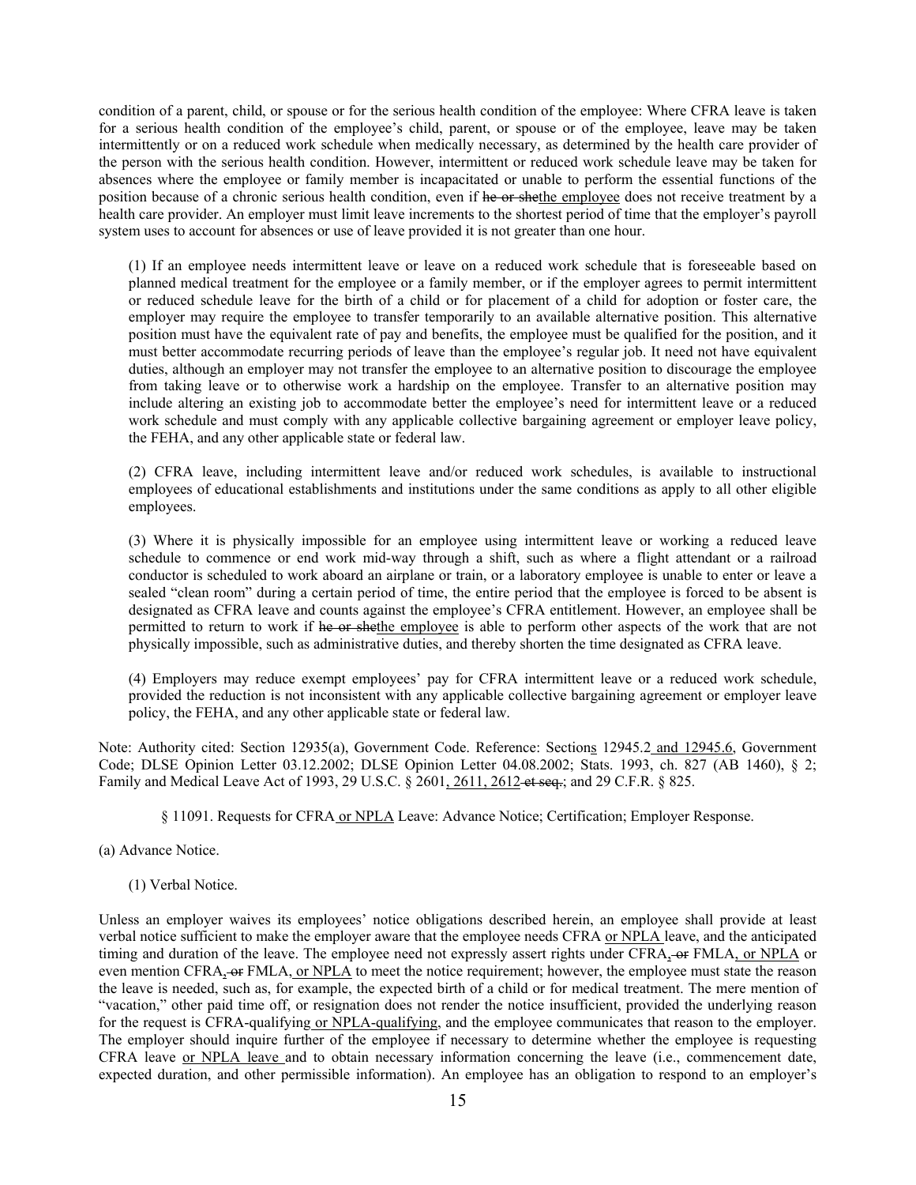condition of a parent, child, or spouse or for the serious health condition of the employee: Where CFRA leave is taken for a serious health condition of the employee's child, parent, or spouse or of the employee, leave may be taken intermittently or on a reduced work schedule when medically necessary, as determined by the health care provider of the person with the serious health condition. However, intermittent or reduced work schedule leave may be taken for absences where the employee or family member is incapacitated or unable to perform the essential functions of the position because of a chronic serious health condition, even if ~~he or she~~<u>the employee</u> does not receive treatment by a health care provider. An employer must limit leave increments to the shortest period of time that the employer's payroll system uses to account for absences or use of leave provided it is not greater than one hour.

(1) If an employee needs intermittent leave or leave on a reduced work schedule that is foreseeable based on planned medical treatment for the employee or a family member, or if the employer agrees to permit intermittent or reduced schedule leave for the birth of a child or for placement of a child for adoption or foster care, the employer may require the employee to transfer temporarily to an available alternative position. This alternative position must have the equivalent rate of pay and benefits, the employee must be qualified for the position, and it must better accommodate recurring periods of leave than the employee's regular job. It need not have equivalent duties, although an employer may not transfer the employee to an alternative position to discourage the employee from taking leave or to otherwise work a hardship on the employee. Transfer to an alternative position may include altering an existing job to accommodate better the employee's need for intermittent leave or a reduced work schedule and must comply with any applicable collective bargaining agreement or employer leave policy, the FEHA, and any other applicable state or federal law.

(2) CFRA leave, including intermittent leave and/or reduced work schedules, is available to instructional employees of educational establishments and institutions under the same conditions as apply to all other eligible employees.

(3) Where it is physically impossible for an employee using intermittent leave or working a reduced leave schedule to commence or end work mid-way through a shift, such as where a flight attendant or a railroad conductor is scheduled to work aboard an airplane or train, or a laboratory employee is unable to enter or leave a sealed "clean room" during a certain period of time, the entire period that the employee is forced to be absent is designated as CFRA leave and counts against the employee's CFRA entitlement. However, an employee shall be permitted to return to work if ~~he or she~~<u>the employee</u> is able to perform other aspects of the work that are not physically impossible, such as administrative duties, and thereby shorten the time designated as CFRA leave.

(4) Employers may reduce exempt employees' pay for CFRA intermittent leave or a reduced work schedule, provided the reduction is not inconsistent with any applicable collective bargaining agreement or employer leave policy, the FEHA, and any other applicable state or federal law.

Note: Authority cited: Section 12935(a), Government Code. Reference: Section<u>s</u> 12945.2<u> and 12945.6</u>, Government Code; DLSE Opinion Letter 03.12.2002; DLSE Opinion Letter 04.08.2002; Stats. 1993, ch. 827 (AB 1460), § 2; Family and Medical Leave Act of 1993, 29 U.S.C. § 2601<u>, 2611, 2612</u> ~~et seq.~~; and 29 C.F.R. § 825.

§ 11091. Requests for CFRA<u> or NPLA</u> Leave: Advance Notice; Certification; Employer Response.

(a) Advance Notice.

(1) Verbal Notice.

Unless an employer waives its employees' notice obligations described herein, an employee shall provide at least verbal notice sufficient to make the employer aware that the employee needs CFRA <u>or NPLA </u>leave, and the anticipated timing and duration of the leave. The employee need not expressly assert rights under CFRA<u>,</u> ~~or~~ FMLA<u>, or NPLA</u> or even mention CFRA<u>,</u> ~~or~~ FMLA<u>, or NPLA</u> to meet the notice requirement; however, the employee must state the reason the leave is needed, such as, for example, the expected birth of a child or for medical treatment. The mere mention of "vacation," other paid time off, or resignation does not render the notice insufficient, provided the underlying reason for the request is CFRA-qualifying<u> or NPLA-qualifying</u>, and the employee communicates that reason to the employer. The employer should inquire further of the employee if necessary to determine whether the employee is requesting CFRA leave <u>or NPLA leave </u>and to obtain necessary information concerning the leave (i.e., commencement date, expected duration, and other permissible information). An employee has an obligation to respond to an employer's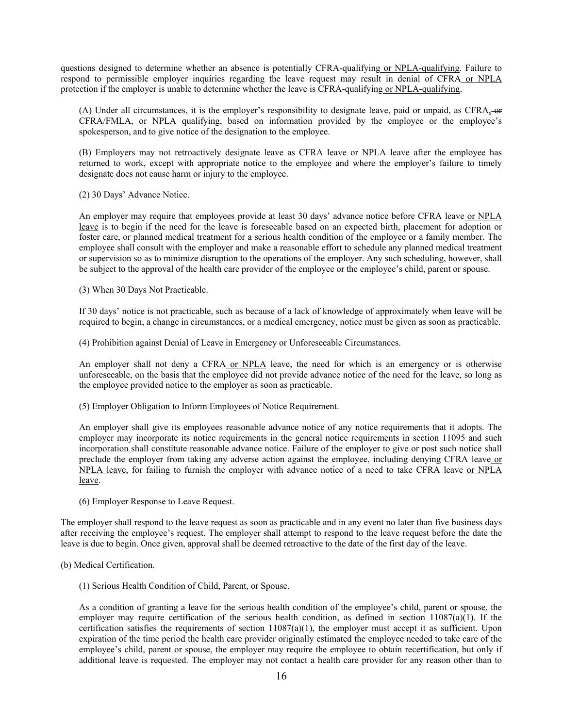questions designed to determine whether an absence is potentially CFRA-qualifying or NPLA-qualifying. Failure to respond to permissible employer inquiries regarding the leave request may result in denial of CFRA or NPLA protection if the employer is unable to determine whether the leave is CFRA-qualifying or NPLA-qualifying.

(A) Under all circumstances, it is the employer's responsibility to designate leave, paid or unpaid, as CFRA, ~~or~~ CFRA/FMLA, or NPLA qualifying, based on information provided by the employee or the employee's spokesperson, and to give notice of the designation to the employee.

(B) Employers may not retroactively designate leave as CFRA leave or NPLA leave after the employee has returned to work, except with appropriate notice to the employee and where the employer's failure to timely designate does not cause harm or injury to the employee.

(2) 30 Days' Advance Notice.

An employer may require that employees provide at least 30 days' advance notice before CFRA leave or NPLA leave is to begin if the need for the leave is foreseeable based on an expected birth, placement for adoption or foster care, or planned medical treatment for a serious health condition of the employee or a family member. The employee shall consult with the employer and make a reasonable effort to schedule any planned medical treatment or supervision so as to minimize disruption to the operations of the employer. Any such scheduling, however, shall be subject to the approval of the health care provider of the employee or the employee's child, parent or spouse.

(3) When 30 Days Not Practicable.

If 30 days' notice is not practicable, such as because of a lack of knowledge of approximately when leave will be required to begin, a change in circumstances, or a medical emergency, notice must be given as soon as practicable.

(4) Prohibition against Denial of Leave in Emergency or Unforeseeable Circumstances.

An employer shall not deny a CFRA or NPLA leave, the need for which is an emergency or is otherwise unforeseeable, on the basis that the employee did not provide advance notice of the need for the leave, so long as the employee provided notice to the employer as soon as practicable.

(5) Employer Obligation to Inform Employees of Notice Requirement.

An employer shall give its employees reasonable advance notice of any notice requirements that it adopts. The employer may incorporate its notice requirements in the general notice requirements in section 11095 and such incorporation shall constitute reasonable advance notice. Failure of the employer to give or post such notice shall preclude the employer from taking any adverse action against the employee, including denying CFRA leave or NPLA leave, for failing to furnish the employer with advance notice of a need to take CFRA leave or NPLA leave.

(6) Employer Response to Leave Request.

The employer shall respond to the leave request as soon as practicable and in any event no later than five business days after receiving the employee's request. The employer shall attempt to respond to the leave request before the date the leave is due to begin. Once given, approval shall be deemed retroactive to the date of the first day of the leave.

(b) Medical Certification.

(1) Serious Health Condition of Child, Parent, or Spouse.

As a condition of granting a leave for the serious health condition of the employee's child, parent or spouse, the employer may require certification of the serious health condition, as defined in section 11087(a)(1). If the certification satisfies the requirements of section 11087(a)(1), the employer must accept it as sufficient. Upon expiration of the time period the health care provider originally estimated the employee needed to take care of the employee's child, parent or spouse, the employer may require the employee to obtain recertification, but only if additional leave is requested. The employer may not contact a health care provider for any reason other than to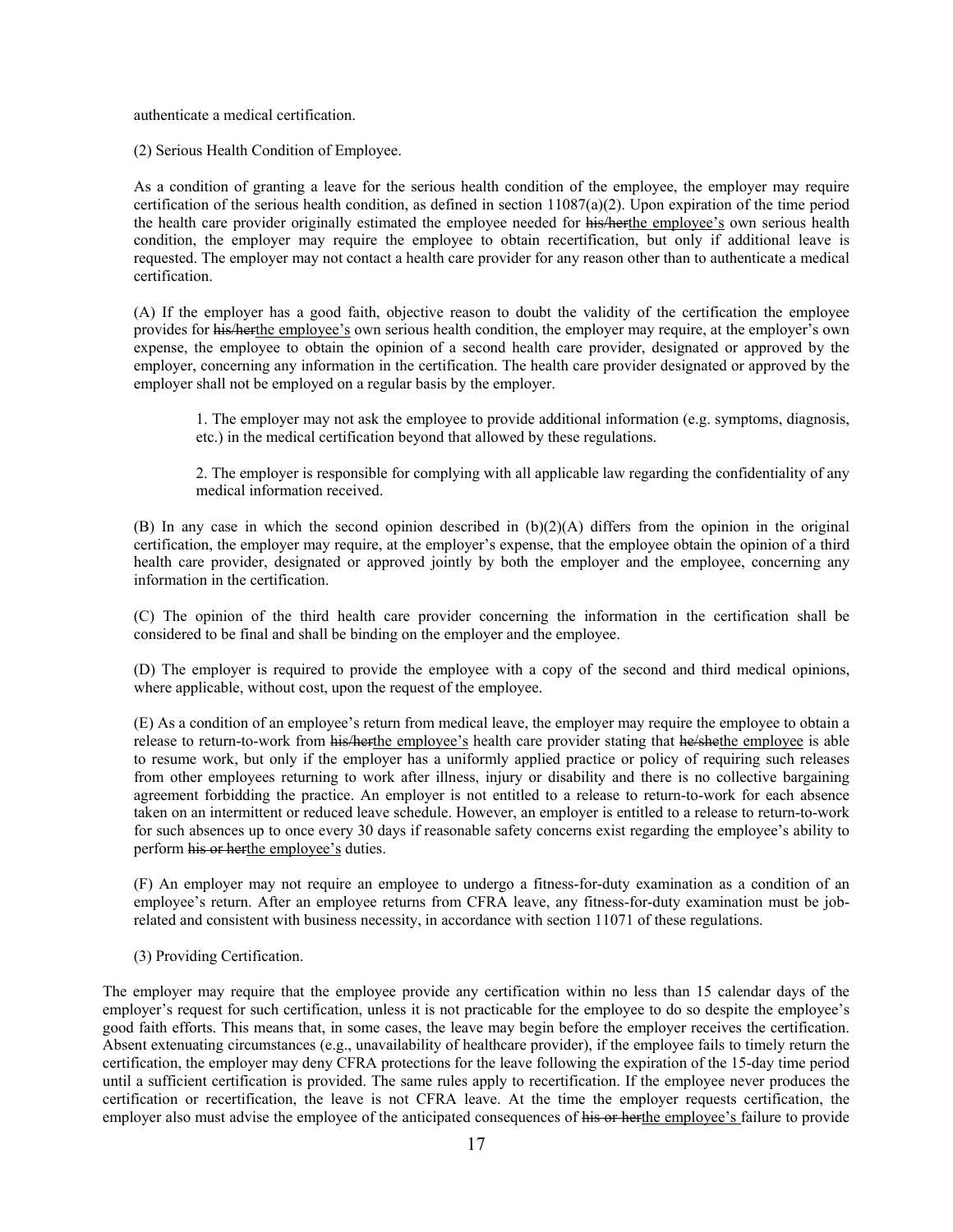authenticate a medical certification.

(2) Serious Health Condition of Employee.

As a condition of granting a leave for the serious health condition of the employee, the employer may require certification of the serious health condition, as defined in section 11087(a)(2). Upon expiration of the time period the health care provider originally estimated the employee needed for ~~his/her~~<u>the employee's</u> own serious health condition, the employer may require the employee to obtain recertification, but only if additional leave is requested. The employer may not contact a health care provider for any reason other than to authenticate a medical certification.

(A) If the employer has a good faith, objective reason to doubt the validity of the certification the employee provides for ~~his/her~~<u>the employee's</u> own serious health condition, the employer may require, at the employer's own expense, the employee to obtain the opinion of a second health care provider, designated or approved by the employer, concerning any information in the certification. The health care provider designated or approved by the employer shall not be employed on a regular basis by the employer.

> 1. The employer may not ask the employee to provide additional information (e.g. symptoms, diagnosis, etc.) in the medical certification beyond that allowed by these regulations.
>
> 2. The employer is responsible for complying with all applicable law regarding the confidentiality of any medical information received.

(B) In any case in which the second opinion described in (b)(2)(A) differs from the opinion in the original certification, the employer may require, at the employer's expense, that the employee obtain the opinion of a third health care provider, designated or approved jointly by both the employer and the employee, concerning any information in the certification.

(C) The opinion of the third health care provider concerning the information in the certification shall be considered to be final and shall be binding on the employer and the employee.

(D) The employer is required to provide the employee with a copy of the second and third medical opinions, where applicable, without cost, upon the request of the employee.

(E) As a condition of an employee's return from medical leave, the employer may require the employee to obtain a release to return-to-work from ~~his/her~~<u>the employee's</u> health care provider stating that ~~he/she~~<u>the employee</u> is able to resume work, but only if the employer has a uniformly applied practice or policy of requiring such releases from other employees returning to work after illness, injury or disability and there is no collective bargaining agreement forbidding the practice. An employer is not entitled to a release to return-to-work for each absence taken on an intermittent or reduced leave schedule. However, an employer is entitled to a release to return-to-work for such absences up to once every 30 days if reasonable safety concerns exist regarding the employee's ability to perform ~~his or her~~<u>the employee's</u> duties.

(F) An employer may not require an employee to undergo a fitness-for-duty examination as a condition of an employee's return. After an employee returns from CFRA leave, any fitness-for-duty examination must be job-related and consistent with business necessity, in accordance with section 11071 of these regulations.

(3) Providing Certification.

The employer may require that the employee provide any certification within no less than 15 calendar days of the employer's request for such certification, unless it is not practicable for the employee to do so despite the employee's good faith efforts. This means that, in some cases, the leave may begin before the employer receives the certification. Absent extenuating circumstances (e.g., unavailability of healthcare provider), if the employee fails to timely return the certification, the employer may deny CFRA protections for the leave following the expiration of the 15-day time period until a sufficient certification is provided. The same rules apply to recertification. If the employee never produces the certification or recertification, the leave is not CFRA leave. At the time the employer requests certification, the employer also must advise the employee of the anticipated consequences of ~~his or her~~<u>the employee's</u> failure to provide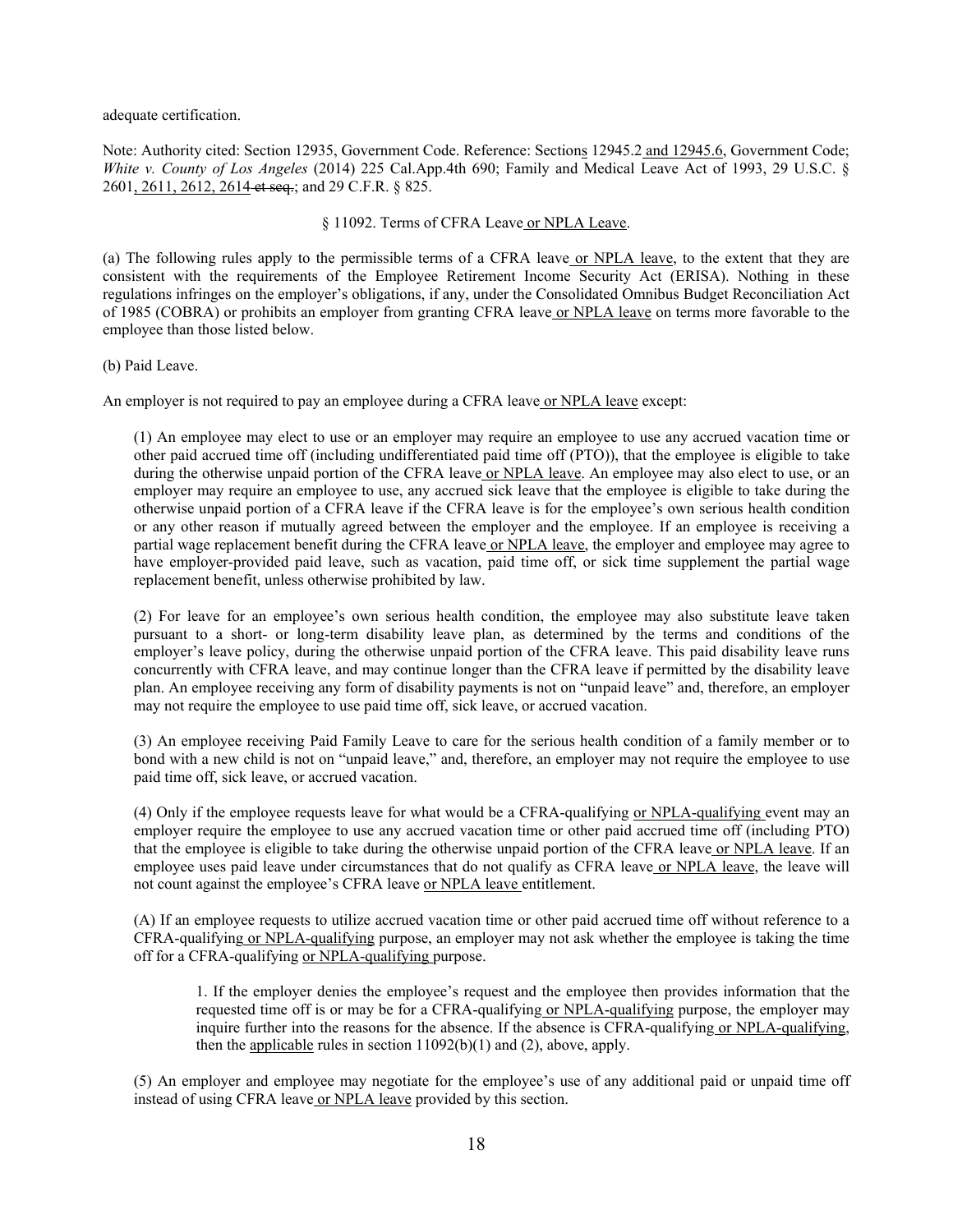adequate certification.

Note: Authority cited: Section 12935, Government Code. Reference: Sections 12945.2 and 12945.6, Government Code; *White v. County of Los Angeles* (2014) 225 Cal.App.4th 690; Family and Medical Leave Act of 1993, 29 U.S.C. § 2601, 2611, 2612, 2614 ~~et seq.~~; and 29 C.F.R. § 825.

§ 11092. Terms of CFRA Leave or NPLA Leave.

(a) The following rules apply to the permissible terms of a CFRA leave or NPLA leave, to the extent that they are consistent with the requirements of the Employee Retirement Income Security Act (ERISA). Nothing in these regulations infringes on the employer's obligations, if any, under the Consolidated Omnibus Budget Reconciliation Act of 1985 (COBRA) or prohibits an employer from granting CFRA leave or NPLA leave on terms more favorable to the employee than those listed below.

(b) Paid Leave.

An employer is not required to pay an employee during a CFRA leave or NPLA leave except:

(1) An employee may elect to use or an employer may require an employee to use any accrued vacation time or other paid accrued time off (including undifferentiated paid time off (PTO)), that the employee is eligible to take during the otherwise unpaid portion of the CFRA leave or NPLA leave. An employee may also elect to use, or an employer may require an employee to use, any accrued sick leave that the employee is eligible to take during the otherwise unpaid portion of a CFRA leave if the CFRA leave is for the employee's own serious health condition or any other reason if mutually agreed between the employer and the employee. If an employee is receiving a partial wage replacement benefit during the CFRA leave or NPLA leave, the employer and employee may agree to have employer-provided paid leave, such as vacation, paid time off, or sick time supplement the partial wage replacement benefit, unless otherwise prohibited by law.

(2) For leave for an employee's own serious health condition, the employee may also substitute leave taken pursuant to a short- or long-term disability leave plan, as determined by the terms and conditions of the employer's leave policy, during the otherwise unpaid portion of the CFRA leave. This paid disability leave runs concurrently with CFRA leave, and may continue longer than the CFRA leave if permitted by the disability leave plan. An employee receiving any form of disability payments is not on "unpaid leave" and, therefore, an employer may not require the employee to use paid time off, sick leave, or accrued vacation.

(3) An employee receiving Paid Family Leave to care for the serious health condition of a family member or to bond with a new child is not on "unpaid leave," and, therefore, an employer may not require the employee to use paid time off, sick leave, or accrued vacation.

(4) Only if the employee requests leave for what would be a CFRA-qualifying or NPLA-qualifying event may an employer require the employee to use any accrued vacation time or other paid accrued time off (including PTO) that the employee is eligible to take during the otherwise unpaid portion of the CFRA leave or NPLA leave. If an employee uses paid leave under circumstances that do not qualify as CFRA leave or NPLA leave, the leave will not count against the employee's CFRA leave or NPLA leave entitlement.

(A) If an employee requests to utilize accrued vacation time or other paid accrued time off without reference to a CFRA-qualifying or NPLA-qualifying purpose, an employer may not ask whether the employee is taking the time off for a CFRA-qualifying or NPLA-qualifying purpose.

1. If the employer denies the employee's request and the employee then provides information that the requested time off is or may be for a CFRA-qualifying or NPLA-qualifying purpose, the employer may inquire further into the reasons for the absence. If the absence is CFRA-qualifying or NPLA-qualifying, then the applicable rules in section 11092(b)(1) and (2), above, apply.

(5) An employer and employee may negotiate for the employee's use of any additional paid or unpaid time off instead of using CFRA leave or NPLA leave provided by this section.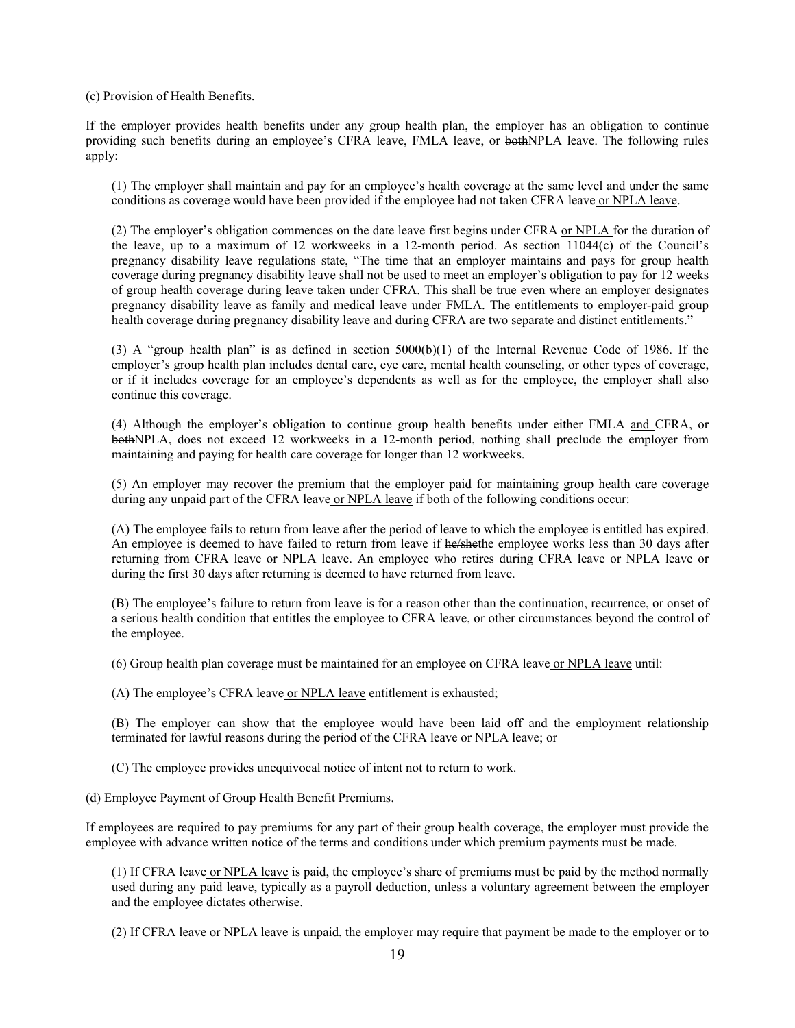(c) Provision of Health Benefits.

If the employer provides health benefits under any group health plan, the employer has an obligation to continue providing such benefits during an employee's CFRA leave, FMLA leave, or ~~both~~<u>NPLA leave</u>. The following rules apply:

(1) The employer shall maintain and pay for an employee's health coverage at the same level and under the same conditions as coverage would have been provided if the employee had not taken CFRA leave<u> or NPLA leave</u>.

(2) The employer's obligation commences on the date leave first begins under CFRA <u>or NPLA </u>for the duration of the leave, up to a maximum of 12 workweeks in a 12-month period. As section 11044(c) of the Council's pregnancy disability leave regulations state, "The time that an employer maintains and pays for group health coverage during pregnancy disability leave shall not be used to meet an employer's obligation to pay for 12 weeks of group health coverage during leave taken under CFRA. This shall be true even where an employer designates pregnancy disability leave as family and medical leave under FMLA. The entitlements to employer-paid group health coverage during pregnancy disability leave and during CFRA are two separate and distinct entitlements."

(3) A "group health plan" is as defined in section 5000(b)(1) of the Internal Revenue Code of 1986. If the employer's group health plan includes dental care, eye care, mental health counseling, or other types of coverage, or if it includes coverage for an employee's dependents as well as for the employee, the employer shall also continue this coverage.

(4) Although the employer's obligation to continue group health benefits under either FMLA <u>and </u>CFRA, or ~~both~~<u>NPLA</u>, does not exceed 12 workweeks in a 12-month period, nothing shall preclude the employer from maintaining and paying for health care coverage for longer than 12 workweeks.

(5) An employer may recover the premium that the employer paid for maintaining group health care coverage during any unpaid part of the CFRA leave<u> or NPLA leave</u> if both of the following conditions occur:

(A) The employee fails to return from leave after the period of leave to which the employee is entitled has expired. An employee is deemed to have failed to return from leave if ~~he/she~~<u>the employee</u> works less than 30 days after returning from CFRA leave<u> or NPLA leave</u>. An employee who retires during CFRA leave<u> or NPLA leave</u> or during the first 30 days after returning is deemed to have returned from leave.

(B) The employee's failure to return from leave is for a reason other than the continuation, recurrence, or onset of a serious health condition that entitles the employee to CFRA leave, or other circumstances beyond the control of the employee.

(6) Group health plan coverage must be maintained for an employee on CFRA leave<u> or NPLA leave</u> until:

(A) The employee's CFRA leave<u> or NPLA leave</u> entitlement is exhausted;

(B) The employer can show that the employee would have been laid off and the employment relationship terminated for lawful reasons during the period of the CFRA leave<u> or NPLA leave</u>; or

(C) The employee provides unequivocal notice of intent not to return to work.

(d) Employee Payment of Group Health Benefit Premiums.

If employees are required to pay premiums for any part of their group health coverage, the employer must provide the employee with advance written notice of the terms and conditions under which premium payments must be made.

(1) If CFRA leave<u> or NPLA leave</u> is paid, the employee's share of premiums must be paid by the method normally used during any paid leave, typically as a payroll deduction, unless a voluntary agreement between the employer and the employee dictates otherwise.

(2) If CFRA leave<u> or NPLA leave</u> is unpaid, the employer may require that payment be made to the employer or to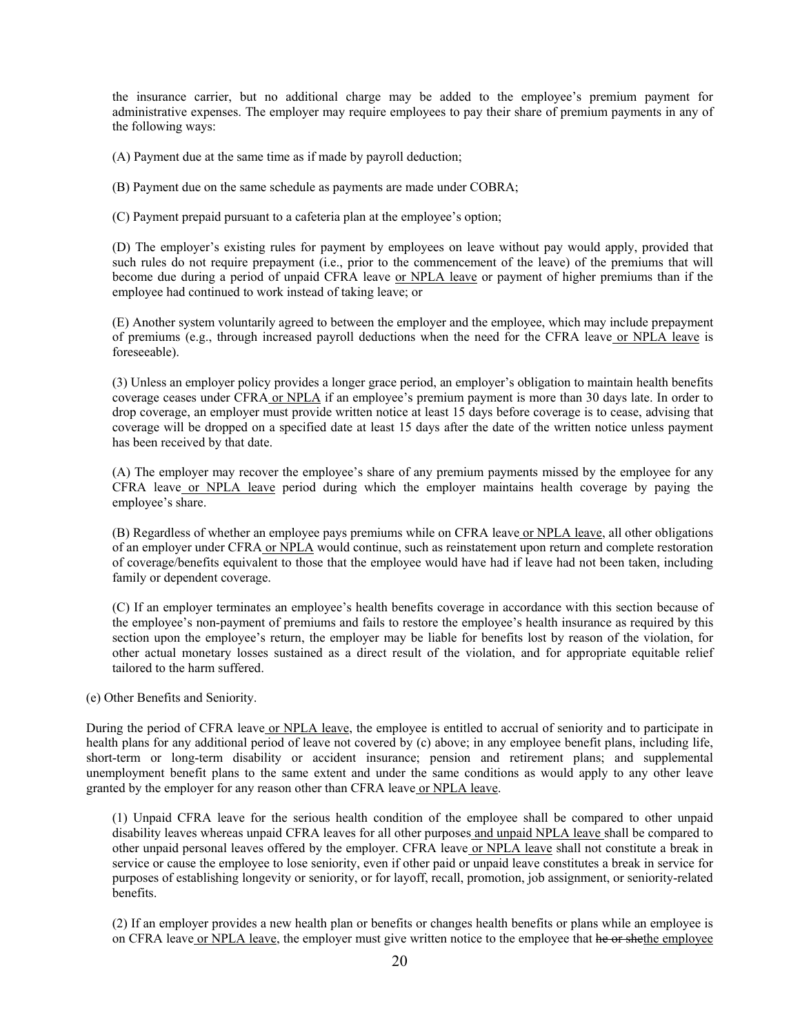the insurance carrier, but no additional charge may be added to the employee's premium payment for administrative expenses. The employer may require employees to pay their share of premium payments in any of the following ways:

(A) Payment due at the same time as if made by payroll deduction;

(B) Payment due on the same schedule as payments are made under COBRA;

(C) Payment prepaid pursuant to a cafeteria plan at the employee's option;

(D) The employer's existing rules for payment by employees on leave without pay would apply, provided that such rules do not require prepayment (i.e., prior to the commencement of the leave) of the premiums that will become due during a period of unpaid CFRA leave or NPLA leave or payment of higher premiums than if the employee had continued to work instead of taking leave; or

(E) Another system voluntarily agreed to between the employer and the employee, which may include prepayment of premiums (e.g., through increased payroll deductions when the need for the CFRA leave or NPLA leave is foreseeable).

(3) Unless an employer policy provides a longer grace period, an employer's obligation to maintain health benefits coverage ceases under CFRA or NPLA if an employee's premium payment is more than 30 days late. In order to drop coverage, an employer must provide written notice at least 15 days before coverage is to cease, advising that coverage will be dropped on a specified date at least 15 days after the date of the written notice unless payment has been received by that date.

(A) The employer may recover the employee's share of any premium payments missed by the employee for any CFRA leave or NPLA leave period during which the employer maintains health coverage by paying the employee's share.

(B) Regardless of whether an employee pays premiums while on CFRA leave or NPLA leave, all other obligations of an employer under CFRA or NPLA would continue, such as reinstatement upon return and complete restoration of coverage/benefits equivalent to those that the employee would have had if leave had not been taken, including family or dependent coverage.

(C) If an employer terminates an employee's health benefits coverage in accordance with this section because of the employee's non-payment of premiums and fails to restore the employee's health insurance as required by this section upon the employee's return, the employer may be liable for benefits lost by reason of the violation, for other actual monetary losses sustained as a direct result of the violation, and for appropriate equitable relief tailored to the harm suffered.

(e) Other Benefits and Seniority.

During the period of CFRA leave or NPLA leave, the employee is entitled to accrual of seniority and to participate in health plans for any additional period of leave not covered by (c) above; in any employee benefit plans, including life, short-term or long-term disability or accident insurance; pension and retirement plans; and supplemental unemployment benefit plans to the same extent and under the same conditions as would apply to any other leave granted by the employer for any reason other than CFRA leave or NPLA leave.

(1) Unpaid CFRA leave for the serious health condition of the employee shall be compared to other unpaid disability leaves whereas unpaid CFRA leaves for all other purposes and unpaid NPLA leave shall be compared to other unpaid personal leaves offered by the employer. CFRA leave or NPLA leave shall not constitute a break in service or cause the employee to lose seniority, even if other paid or unpaid leave constitutes a break in service for purposes of establishing longevity or seniority, or for layoff, recall, promotion, job assignment, or seniority-related benefits.

(2) If an employer provides a new health plan or benefits or changes health benefits or plans while an employee is on CFRA leave or NPLA leave, the employer must give written notice to the employee that ~~he or she~~the employee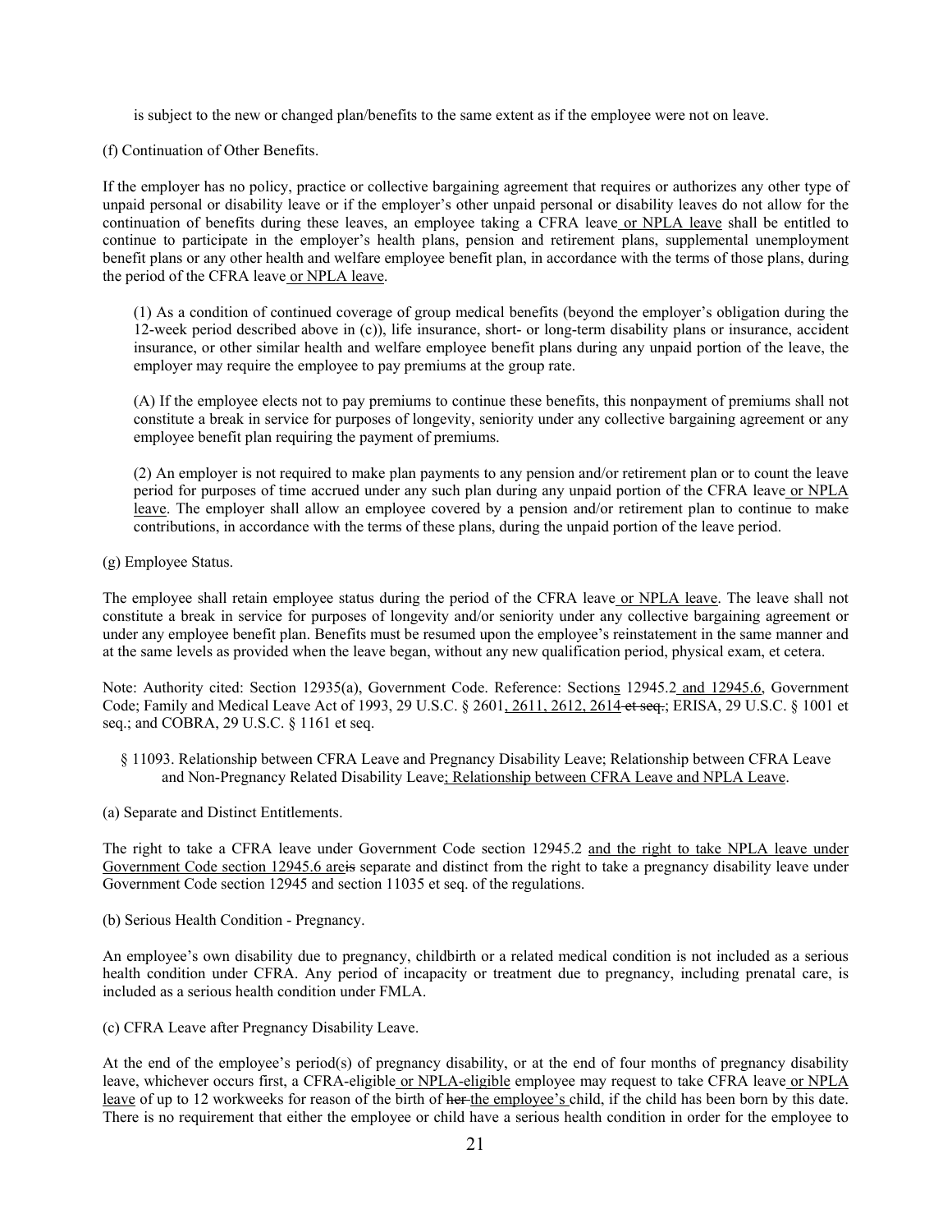is subject to the new or changed plan/benefits to the same extent as if the employee were not on leave.

(f) Continuation of Other Benefits.

If the employer has no policy, practice or collective bargaining agreement that requires or authorizes any other type of unpaid personal or disability leave or if the employer's other unpaid personal or disability leaves do not allow for the continuation of benefits during these leaves, an employee taking a CFRA leave or NPLA leave shall be entitled to continue to participate in the employer's health plans, pension and retirement plans, supplemental unemployment benefit plans or any other health and welfare employee benefit plan, in accordance with the terms of those plans, during the period of the CFRA leave or NPLA leave.

(1) As a condition of continued coverage of group medical benefits (beyond the employer's obligation during the 12-week period described above in (c)), life insurance, short- or long-term disability plans or insurance, accident insurance, or other similar health and welfare employee benefit plans during any unpaid portion of the leave, the employer may require the employee to pay premiums at the group rate.

(A) If the employee elects not to pay premiums to continue these benefits, this nonpayment of premiums shall not constitute a break in service for purposes of longevity, seniority under any collective bargaining agreement or any employee benefit plan requiring the payment of premiums.

(2) An employer is not required to make plan payments to any pension and/or retirement plan or to count the leave period for purposes of time accrued under any such plan during any unpaid portion of the CFRA leave or NPLA leave. The employer shall allow an employee covered by a pension and/or retirement plan to continue to make contributions, in accordance with the terms of these plans, during the unpaid portion of the leave period.

(g) Employee Status.

The employee shall retain employee status during the period of the CFRA leave or NPLA leave. The leave shall not constitute a break in service for purposes of longevity and/or seniority under any collective bargaining agreement or under any employee benefit plan. Benefits must be resumed upon the employee's reinstatement in the same manner and at the same levels as provided when the leave began, without any new qualification period, physical exam, et cetera.

Note: Authority cited: Section 12935(a), Government Code. Reference: Sections 12945.2 and 12945.6, Government Code; Family and Medical Leave Act of 1993, 29 U.S.C. § 2601, 2611, 2612, 2614 ~~et seq.~~; ERISA, 29 U.S.C. § 1001 et seq.; and COBRA, 29 U.S.C. § 1161 et seq.

§ 11093. Relationship between CFRA Leave and Pregnancy Disability Leave; Relationship between CFRA Leave and Non-Pregnancy Related Disability Leave; Relationship between CFRA Leave and NPLA Leave.

(a) Separate and Distinct Entitlements.

The right to take a CFRA leave under Government Code section 12945.2 and the right to take NPLA leave under Government Code section 12945.6 are~~is~~ separate and distinct from the right to take a pregnancy disability leave under Government Code section 12945 and section 11035 et seq. of the regulations.

(b) Serious Health Condition - Pregnancy.

An employee's own disability due to pregnancy, childbirth or a related medical condition is not included as a serious health condition under CFRA. Any period of incapacity or treatment due to pregnancy, including prenatal care, is included as a serious health condition under FMLA.

(c) CFRA Leave after Pregnancy Disability Leave.

At the end of the employee's period(s) of pregnancy disability, or at the end of four months of pregnancy disability leave, whichever occurs first, a CFRA-eligible or NPLA-eligible employee may request to take CFRA leave or NPLA leave of up to 12 workweeks for reason of the birth of ~~her~~ the employee's child, if the child has been born by this date. There is no requirement that either the employee or child have a serious health condition in order for the employee to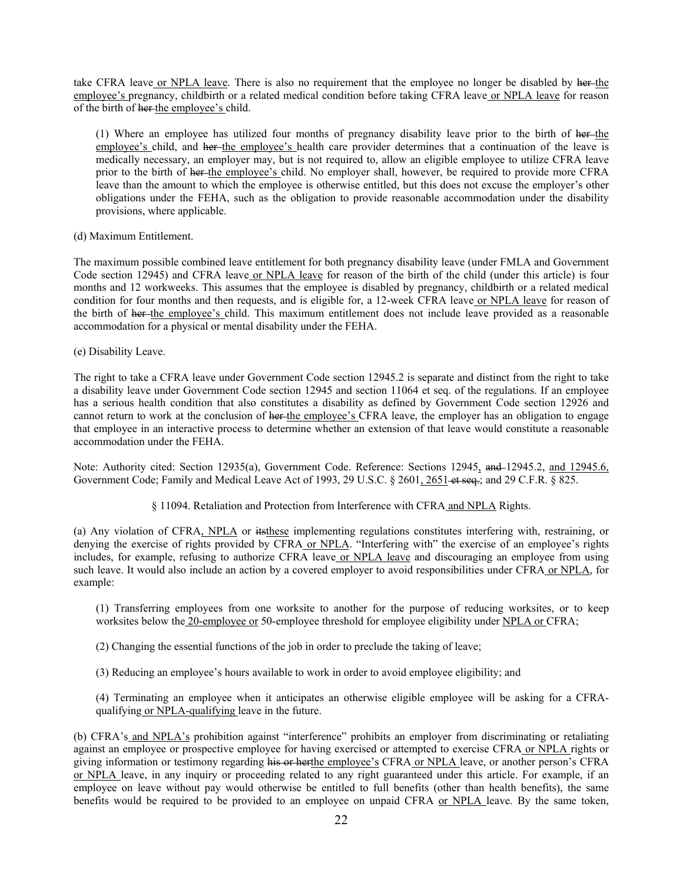take CFRA leave<u> or NPLA leave</u>. There is also no requirement that the employee no longer be disabled by ~~her~~ <u>the employee's </u>pregnancy, childbirth or a related medical condition before taking CFRA leave<u> or NPLA leave</u> for reason of the birth of ~~her~~ <u>the employee's </u>child.

(1) Where an employee has utilized four months of pregnancy disability leave prior to the birth of ~~her~~ <u>the employee's </u>child, and ~~her~~ <u>the employee's </u>health care provider determines that a continuation of the leave is medically necessary, an employer may, but is not required to, allow an eligible employee to utilize CFRA leave prior to the birth of ~~her~~ <u>the employee's </u>child. No employer shall, however, be required to provide more CFRA leave than the amount to which the employee is otherwise entitled, but this does not excuse the employer's other obligations under the FEHA, such as the obligation to provide reasonable accommodation under the disability provisions, where applicable.

(d) Maximum Entitlement.

The maximum possible combined leave entitlement for both pregnancy disability leave (under FMLA and Government Code section 12945) and CFRA leave<u> or NPLA leave</u> for reason of the birth of the child (under this article) is four months and 12 workweeks. This assumes that the employee is disabled by pregnancy, childbirth or a related medical condition for four months and then requests, and is eligible for, a 12-week CFRA leave<u> or NPLA leave</u> for reason of the birth of ~~her~~ <u>the employee's </u>child. This maximum entitlement does not include leave provided as a reasonable accommodation for a physical or mental disability under the FEHA.

(e) Disability Leave.

The right to take a CFRA leave under Government Code section 12945.2 is separate and distinct from the right to take a disability leave under Government Code section 12945 and section 11064 et seq. of the regulations. If an employee has a serious health condition that also constitutes a disability as defined by Government Code section 12926 and cannot return to work at the conclusion of ~~her~~ <u>the employee's </u>CFRA leave, the employer has an obligation to engage that employee in an interactive process to determine whether an extension of that leave would constitute a reasonable accommodation under the FEHA.

Note: Authority cited: Section 12935(a), Government Code. Reference: Sections 12945<u>,</u> ~~and~~ 12945.2, <u>and 12945.6,</u> Government Code; Family and Medical Leave Act of 1993, 29 U.S.C. § 2601<u>, 2651</u> ~~et seq.~~; and 29 C.F.R. § 825.

§ 11094. Retaliation and Protection from Interference with CFRA<u> and NPLA</u> Rights.

(a) Any violation of CFRA<u>, NPLA</u> or ~~its~~<u>these</u> implementing regulations constitutes interfering with, restraining, or denying the exercise of rights provided by CFRA<u> or NPLA</u>. "Interfering with" the exercise of an employee's rights includes, for example, refusing to authorize CFRA leave<u> or NPLA leave</u> and discouraging an employee from using such leave. It would also include an action by a covered employer to avoid responsibilities under CFRA<u> or NPLA</u>, for example:

(1) Transferring employees from one worksite to another for the purpose of reducing worksites, or to keep worksites below the<u> 20-employee or</u> 50-employee threshold for employee eligibility under <u>NPLA or </u>CFRA;

(2) Changing the essential functions of the job in order to preclude the taking of leave;

(3) Reducing an employee's hours available to work in order to avoid employee eligibility; and

(4) Terminating an employee when it anticipates an otherwise eligible employee will be asking for a CFRA-qualifying<u> or NPLA-qualifying </u>leave in the future.

(b) CFRA's<u> and NPLA's</u> prohibition against "interference" prohibits an employer from discriminating or retaliating against an employee or prospective employee for having exercised or attempted to exercise CFRA<u> or NPLA </u>rights or giving information or testimony regarding ~~his or her~~<u>the employee's</u> CFRA<u> or NPLA </u>leave, or another person's CFRA <u>or NPLA </u>leave, in any inquiry or proceeding related to any right guaranteed under this article. For example, if an employee on leave without pay would otherwise be entitled to full benefits (other than health benefits), the same benefits would be required to be provided to an employee on unpaid CFRA <u>or NPLA </u>leave. By the same token,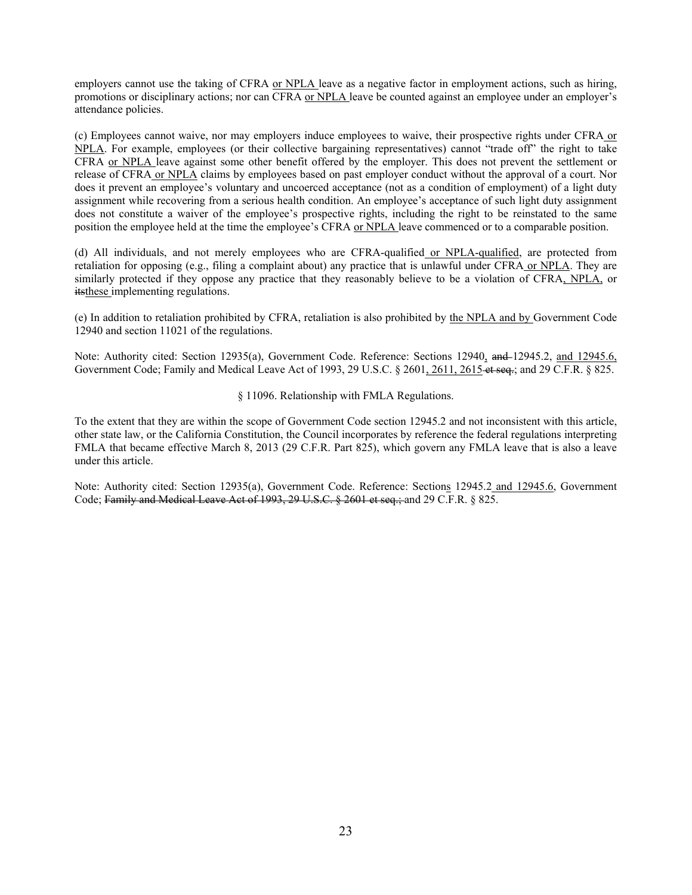employers cannot use the taking of CFRA <u>or NPLA</u> leave as a negative factor in employment actions, such as hiring, promotions or disciplinary actions; nor can CFRA <u>or NPLA</u> leave be counted against an employee under an employer's attendance policies.

(c) Employees cannot waive, nor may employers induce employees to waive, their prospective rights under CFRA <u>or NPLA</u>. For example, employees (or their collective bargaining representatives) cannot "trade off" the right to take CFRA <u>or NPLA</u> leave against some other benefit offered by the employer. This does not prevent the settlement or release of CFRA <u>or NPLA</u> claims by employees based on past employer conduct without the approval of a court. Nor does it prevent an employee's voluntary and uncoerced acceptance (not as a condition of employment) of a light duty assignment while recovering from a serious health condition. An employee's acceptance of such light duty assignment does not constitute a waiver of the employee's prospective rights, including the right to be reinstated to the same position the employee held at the time the employee's CFRA <u>or NPLA</u> leave commenced or to a comparable position.

(d) All individuals, and not merely employees who are CFRA-qualified <u>or NPLA-qualified</u>, are protected from retaliation for opposing (e.g., filing a complaint about) any practice that is unlawful under CFRA <u>or NPLA</u>. They are similarly protected if they oppose any practice that they reasonably believe to be a violation of CFRA<u>, NPLA,</u> or ~~its~~<u>these</u> implementing regulations.

(e) In addition to retaliation prohibited by CFRA, retaliation is also prohibited by <u>the NPLA and by</u> Government Code 12940 and section 11021 of the regulations.

Note: Authority cited: Section 12935(a), Government Code. Reference: Sections 12940<u>,</u> ~~and~~ 12945.2, <u>and 12945.6,</u> Government Code; Family and Medical Leave Act of 1993, 29 U.S.C. § 2601<u>, 2611, 2615</u> ~~et seq.~~; and 29 C.F.R. § 825.

## § 11096. Relationship with FMLA Regulations.

To the extent that they are within the scope of Government Code section 12945.2 and not inconsistent with this article, other state law, or the California Constitution, the Council incorporates by reference the federal regulations interpreting FMLA that became effective March 8, 2013 (29 C.F.R. Part 825), which govern any FMLA leave that is also a leave under this article.

Note: Authority cited: Section 12935(a), Government Code. Reference: Section<u>s</u> 12945.2 <u>and 12945.6</u>, Government Code; ~~Family and Medical Leave Act of 1993, 29 U.S.C. § 2601 et seq.;~~ and 29 C.F.R. § 825.